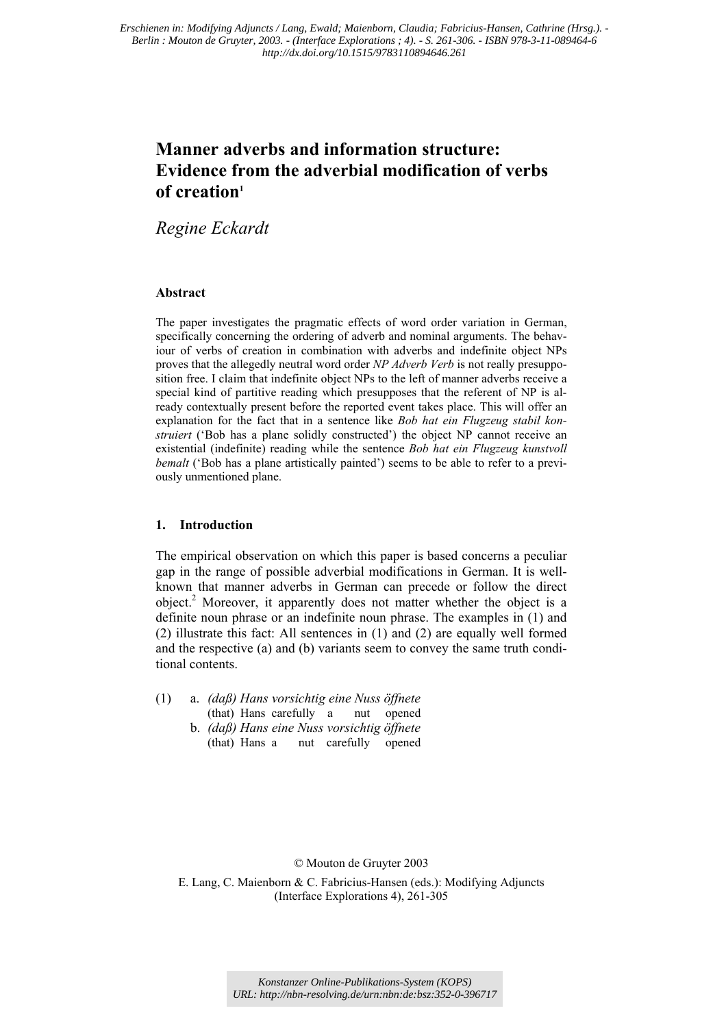*Erschienen in: Modifying Adjuncts / Lang, Ewald; Maienborn, Claudia; Fabricius-Hansen, Cathrine (Hrsg.). - Berlin : Mouton de Gruyter, 2003. - (Interface Explorations ; 4). - S. 261-306. - ISBN 978-3-11-089464-6*
*http://dx.doi.org/10.1515/9783110894646.261*

# Manner adverbs and information structure: Evidence from the adverbial modification of verbs of creation[1]

*Regine Eckardt*

### Abstract

The paper investigates the pragmatic effects of word order variation in German, specifically concerning the ordering of adverb and nominal arguments. The behaviour of verbs of creation in combination with adverbs and indefinite object NPs proves that the allegedly neutral word order *NP Adverb Verb* is not really presupposition free. I claim that indefinite object NPs to the left of manner adverbs receive a special kind of partitive reading which presupposes that the referent of NP is already contextually present before the reported event takes place. This will offer an explanation for the fact that in a sentence like *Bob hat ein Flugzeug stabil konstruiert* ('Bob has a plane solidly constructed') the object NP cannot receive an existential (indefinite) reading while the sentence *Bob hat ein Flugzeug kunstvoll bemalt* ('Bob has a plane artistically painted') seems to be able to refer to a previously unmentioned plane.

## 1. Introduction

The empirical observation on which this paper is based concerns a peculiar gap in the range of possible adverbial modifications in German. It is well-known that manner adverbs in German can precede or follow the direct object.[2] Moreover, it apparently does not matter whether the object is a definite noun phrase or an indefinite noun phrase. The examples in (1) and (2) illustrate this fact: All sentences in (1) and (2) are equally well formed and the respective (a) and (b) variants seem to convey the same truth conditional contents.

(1) a. *(daß) Hans vorsichtig eine Nuss öffnete*
(that) Hans carefully a nut opened

b. *(daß) Hans eine Nuss vorsichtig öffnete*
(that) Hans a nut carefully opened

© Mouton de Gruyter 2003
E. Lang, C. Maienborn & C. Fabricius-Hansen (eds.): Modifying Adjuncts (Interface Explorations 4), 261-305

*Konstanzer Online-Publikations-System (KOPS)*
*URL: http://nbn-resolving.de/urn:nbn:de:bsz:352-0-396717*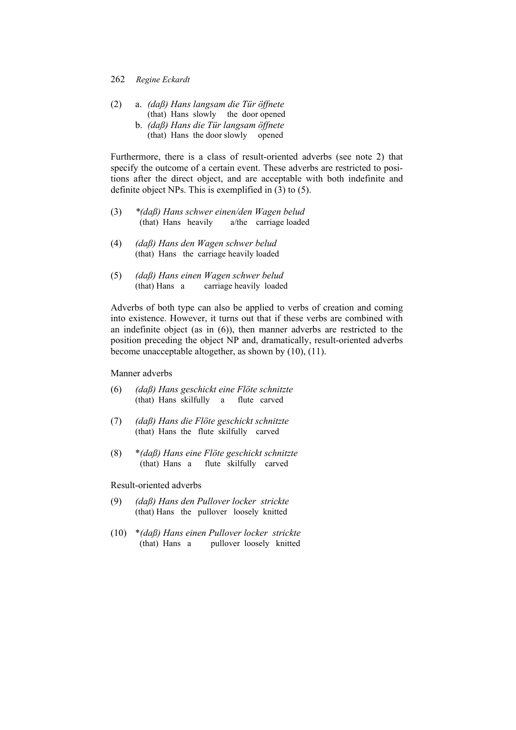(2) a. *(daß) Hans langsam die Tür öffnete*
   (that) Hans slowly the door opened
 b. *(daß) Hans die Tür langsam öffnete*
   (that) Hans the door slowly opened

Furthermore, there is a class of result-oriented adverbs (see note 2) that specify the outcome of a certain event. These adverbs are restricted to positions after the direct object, and are acceptable with both indefinite and definite object NPs. This is exemplified in (3) to (5).

(3) **(daß) Hans schwer einen/den Wagen belud*
   (that) Hans heavily a/the carriage loaded

(4) *(daß) Hans den Wagen schwer belud*
   (that) Hans the carriage heavily loaded

(5) *(daß) Hans einen Wagen schwer belud*
   (that) Hans a carriage heavily loaded

Adverbs of both type can also be applied to verbs of creation and coming into existence. However, it turns out that if these verbs are combined with an indefinite object (as in (6)), then manner adverbs are restricted to the position preceding the object NP and, dramatically, result-oriented adverbs become unacceptable altogether, as shown by (10), (11).

Manner adverbs

(6) *(daß) Hans geschickt eine Flöte schnitzte*
   (that) Hans skilfully a flute carved

(7) *(daß) Hans die Flöte geschickt schnitzte*
   (that) Hans the flute skilfully carved

(8) **(daß) Hans eine Flöte geschickt schnitzte*
   (that) Hans a flute skilfully carved

Result-oriented adverbs

(9) *(daß) Hans den Pullover locker strickte*
   (that) Hans the pullover loosely knitted

(10) **(daß) Hans einen Pullover locker strickte*
   (that) Hans a pullover loosely knitted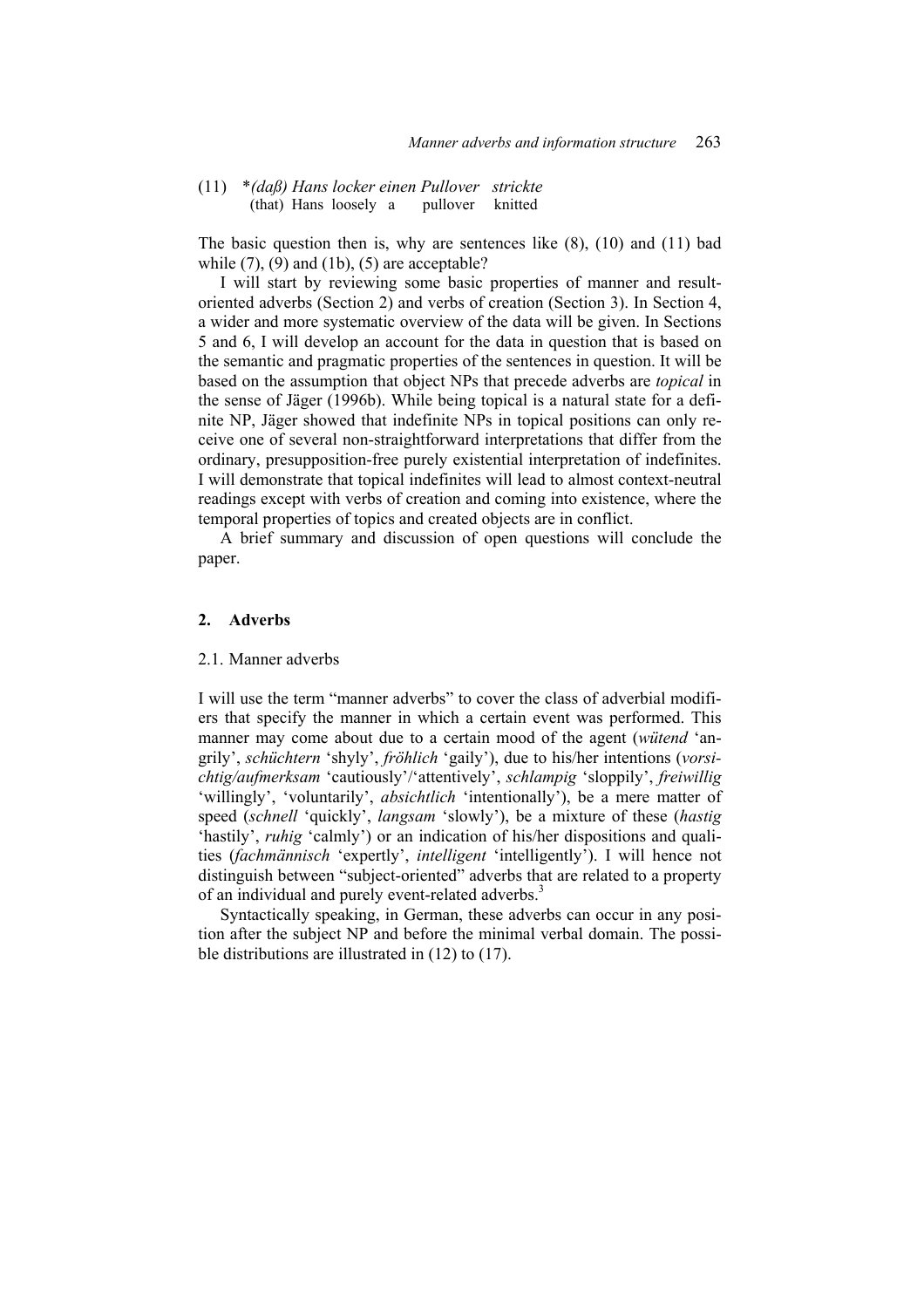(11) \**(daß) Hans locker einen Pullover strickte*
(that) Hans loosely a pullover knitted

The basic question then is, why are sentences like (8), (10) and (11) bad while (7), (9) and (1b), (5) are acceptable?

I will start by reviewing some basic properties of manner and result-oriented adverbs (Section 2) and verbs of creation (Section 3). In Section 4, a wider and more systematic overview of the data will be given. In Sections 5 and 6, I will develop an account for the data in question that is based on the semantic and pragmatic properties of the sentences in question. It will be based on the assumption that object NPs that precede adverbs are *topical* in the sense of Jäger (1996b). While being topical is a natural state for a definite NP, Jäger showed that indefinite NPs in topical positions can only receive one of several non-straightforward interpretations that differ from the ordinary, presupposition-free purely existential interpretation of indefinites. I will demonstrate that topical indefinites will lead to almost context-neutral readings except with verbs of creation and coming into existence, where the temporal properties of topics and created objects are in conflict.

A brief summary and discussion of open questions will conclude the paper.

## 2. Adverbs

### 2.1. Manner adverbs

I will use the term "manner adverbs" to cover the class of adverbial modifiers that specify the manner in which a certain event was performed. This manner may come about due to a certain mood of the agent (*wütend* 'angrily', *schüchtern* 'shyly', *fröhlich* 'gaily'), due to his/her intentions (*vorsichtig/aufmerksam* 'cautiously'/'attentively', *schlampig* 'sloppily', *freiwillig* 'willingly', 'voluntarily', *absichtlich* 'intentionally'), be a mere matter of speed (*schnell* 'quickly', *langsam* 'slowly'), be a mixture of these (*hastig* 'hastily', *ruhig* 'calmly') or an indication of his/her dispositions and qualities (*fachmännisch* 'expertly', *intelligent* 'intelligently'). I will hence not distinguish between "subject-oriented" adverbs that are related to a property of an individual and purely event-related adverbs.[3]

Syntactically speaking, in German, these adverbs can occur in any position after the subject NP and before the minimal verbal domain. The possible distributions are illustrated in (12) to (17).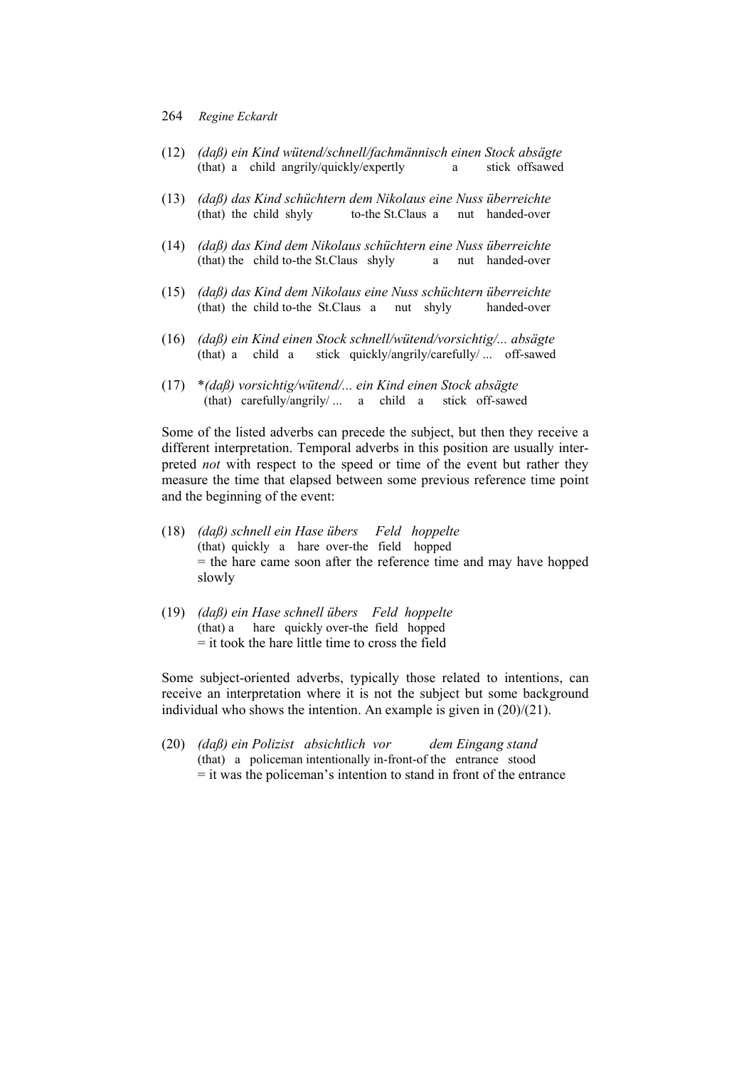(12) *(daß) ein Kind wütend/schnell/fachmännisch einen Stock absägte*
(that) a child angrily/quickly/expertly a stick offsawed

(13) *(daß) das Kind schüchtern dem Nikolaus eine Nuss überreichte*
(that) the child shyly to-the St.Claus a nut handed-over

(14) *(daß) das Kind dem Nikolaus schüchtern eine Nuss überreichte*
(that) the child to-the St.Claus shyly a nut handed-over

(15) *(daß) das Kind dem Nikolaus eine Nuss schüchtern überreichte*
(that) the child to-the St.Claus a nut shyly handed-over

(16) *(daß) ein Kind einen Stock schnell/wütend/vorsichtig/... absägte*
(that) a child a stick quickly/angrily/carefully/ ... off-sawed

(17) \**(daß) vorsichtig/wütend/... ein Kind einen Stock absägte*
(that) carefully/angrily/ ... a child a stick off-sawed

Some of the listed adverbs can precede the subject, but then they receive a different interpretation. Temporal adverbs in this position are usually interpreted *not* with respect to the speed or time of the event but rather they measure the time that elapsed between some previous reference time point and the beginning of the event:

(18) *(daß) schnell ein Hase übers Feld hoppelte*
(that) quickly a hare over-the field hopped
= the hare came soon after the reference time and may have hopped slowly

(19) *(daß) ein Hase schnell übers Feld hoppelte*
(that) a hare quickly over-the field hopped
= it took the hare little time to cross the field

Some subject-oriented adverbs, typically those related to intentions, can receive an interpretation where it is not the subject but some background individual who shows the intention. An example is given in (20)/(21).

(20) *(daß) ein Polizist absichtlich vor dem Eingang stand*
(that) a policeman intentionally in-front-of the entrance stood
= it was the policeman's intention to stand in front of the entrance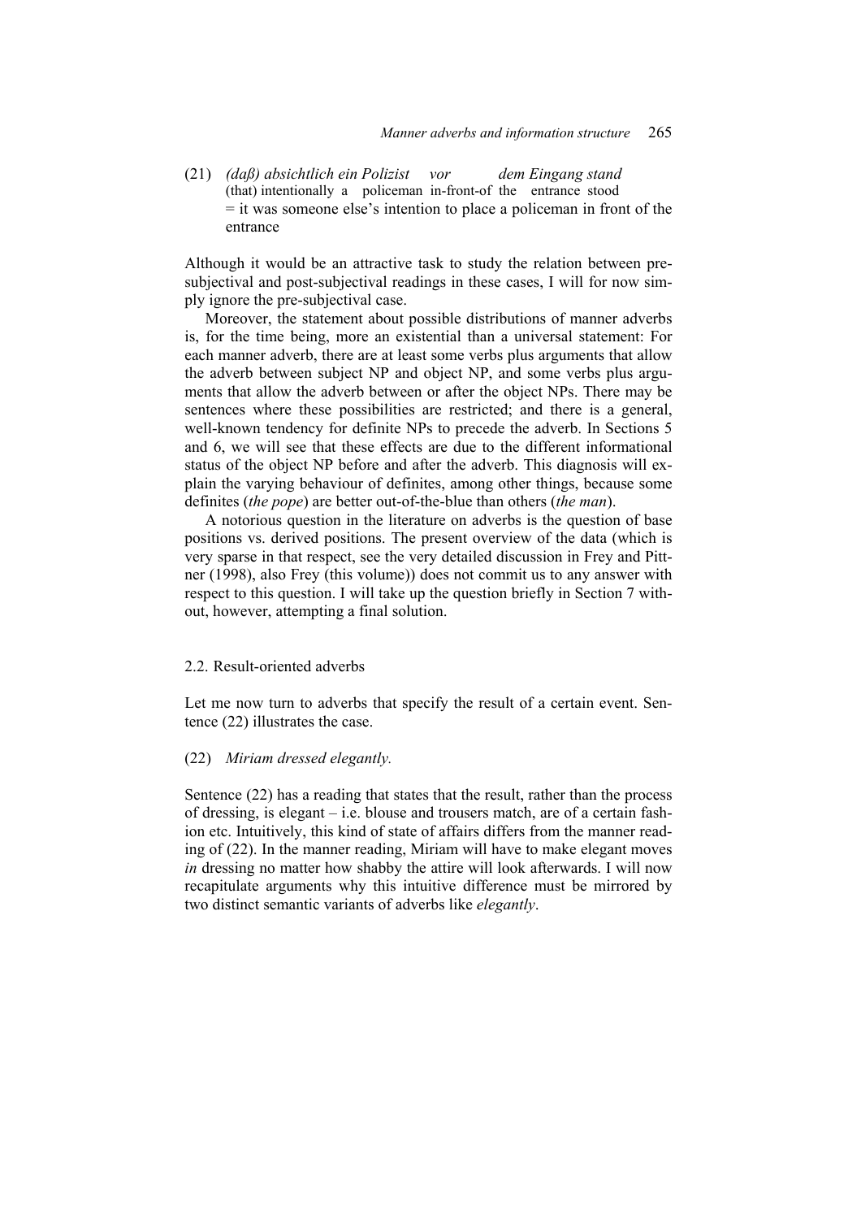(21) *(daß) absichtlich ein Polizist vor dem Eingang stand*
(that) intentionally a policeman in-front-of the entrance stood
= it was someone else's intention to place a policeman in front of the entrance

Although it would be an attractive task to study the relation between pre-subjectival and post-subjectival readings in these cases, I will for now simply ignore the pre-subjectival case.

Moreover, the statement about possible distributions of manner adverbs is, for the time being, more an existential than a universal statement: For each manner adverb, there are at least some verbs plus arguments that allow the adverb between subject NP and object NP, and some verbs plus arguments that allow the adverb between or after the object NPs. There may be sentences where these possibilities are restricted; and there is a general, well-known tendency for definite NPs to precede the adverb. In Sections 5 and 6, we will see that these effects are due to the different informational status of the object NP before and after the adverb. This diagnosis will explain the varying behaviour of definites, among other things, because some definites (*the pope*) are better out-of-the-blue than others (*the man*).

A notorious question in the literature on adverbs is the question of base positions vs. derived positions. The present overview of the data (which is very sparse in that respect, see the very detailed discussion in Frey and Pittner (1998), also Frey (this volume)) does not commit us to any answer with respect to this question. I will take up the question briefly in Section 7 without, however, attempting a final solution.

## 2.2. Result-oriented adverbs

Let me now turn to adverbs that specify the result of a certain event. Sentence (22) illustrates the case.

(22) *Miriam dressed elegantly.*

Sentence (22) has a reading that states that the result, rather than the process of dressing, is elegant – i.e. blouse and trousers match, are of a certain fashion etc. Intuitively, this kind of state of affairs differs from the manner reading of (22). In the manner reading, Miriam will have to make elegant moves *in* dressing no matter how shabby the attire will look afterwards. I will now recapitulate arguments why this intuitive difference must be mirrored by two distinct semantic variants of adverbs like *elegantly*.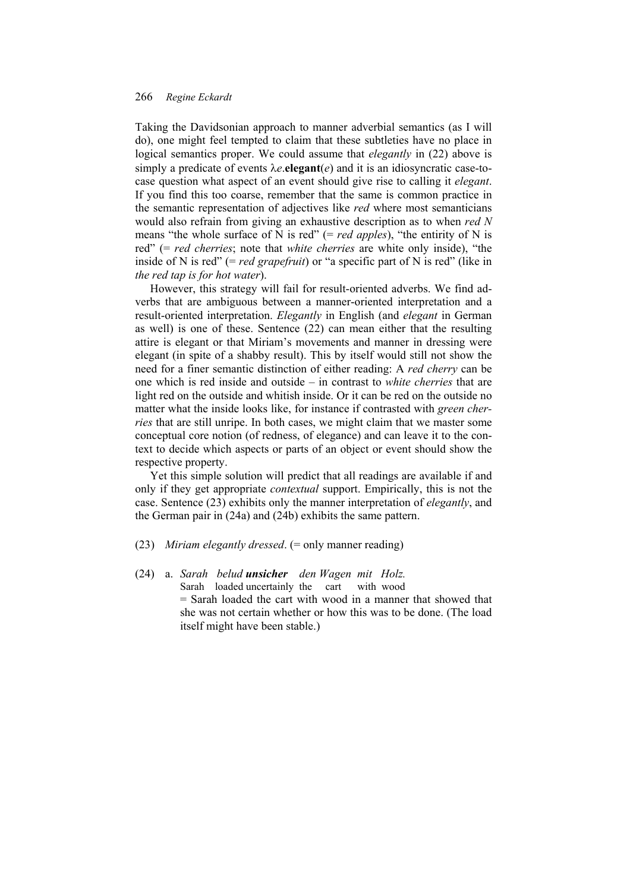Taking the Davidsonian approach to manner adverbial semantics (as I will do), one might feel tempted to claim that these subtleties have no place in logical semantics proper. We could assume that *elegantly* in (22) above is simply a predicate of events λ*e*.**elegant**(*e*) and it is an idiosyncratic case-to-case question what aspect of an event should give rise to calling it *elegant*. If you find this too coarse, remember that the same is common practice in the semantic representation of adjectives like *red* where most semanticians would also refrain from giving an exhaustive description as to when *red N* means "the whole surface of N is red" (= *red apples*), "the entirity of N is red" (= *red cherries*; note that *white cherries* are white only inside), "the inside of N is red" (= *red grapefruit*) or "a specific part of N is red" (like in *the red tap is for hot water*).

However, this strategy will fail for result-oriented adverbs. We find adverbs that are ambiguous between a manner-oriented interpretation and a result-oriented interpretation. *Elegantly* in English (and *elegant* in German as well) is one of these. Sentence (22) can mean either that the resulting attire is elegant or that Miriam's movements and manner in dressing were elegant (in spite of a shabby result). This by itself would still not show the need for a finer semantic distinction of either reading: A *red cherry* can be one which is red inside and outside – in contrast to *white cherries* that are light red on the outside and whitish inside. Or it can be red on the outside no matter what the inside looks like, for instance if contrasted with *green cherries* that are still unripe. In both cases, we might claim that we master some conceptual core notion (of redness, of elegance) and can leave it to the context to decide which aspects or parts of an object or event should show the respective property.

Yet this simple solution will predict that all readings are available if and only if they get appropriate *contextual* support. Empirically, this is not the case. Sentence (23) exhibits only the manner interpretation of *elegantly*, and the German pair in (24a) and (24b) exhibits the same pattern.

(23) *Miriam elegantly dressed*. (= only manner reading)

(24) a. *Sarah belud* ***unsicher*** *den Wagen mit Holz.*
Sarah loaded uncertainly the cart with wood
= Sarah loaded the cart with wood in a manner that showed that she was not certain whether or how this was to be done. (The load itself might have been stable.)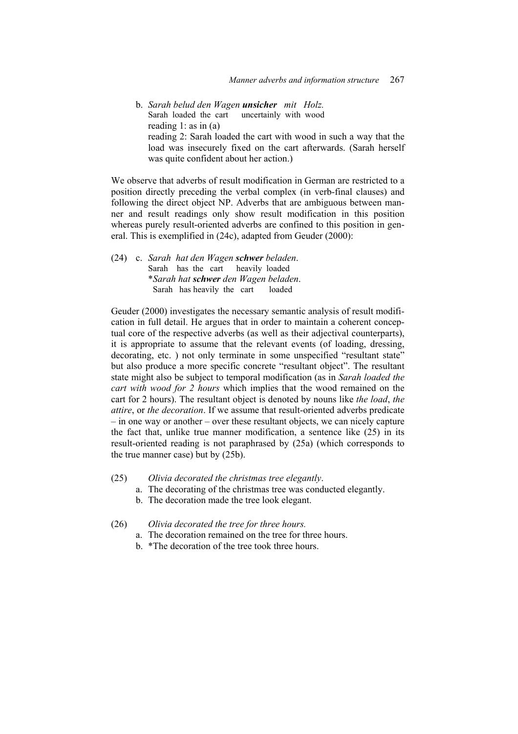b. *Sarah belud den Wagen* ***unsicher*** *mit Holz.*
   Sarah loaded the cart uncertainly with wood
   reading 1: as in (a)
   reading 2: Sarah loaded the cart with wood in such a way that the load was insecurely fixed on the cart afterwards. (Sarah herself was quite confident about her action.)

We observe that adverbs of result modification in German are restricted to a position directly preceding the verbal complex (in verb-final clauses) and following the direct object NP. Adverbs that are ambiguous between manner and result readings only show result modification in this position whereas purely result-oriented adverbs are confined to this position in general. This is exemplified in (24c), adapted from Geuder (2000):

(24) c. *Sarah hat den Wagen* ***schwer*** *beladen*.
   Sarah has the cart heavily loaded
   \**Sarah hat* ***schwer*** *den Wagen beladen*.
   Sarah has heavily the cart loaded

Geuder (2000) investigates the necessary semantic analysis of result modification in full detail. He argues that in order to maintain a coherent conceptual core of the respective adverbs (as well as their adjectival counterparts), it is appropriate to assume that the relevant events (of loading, dressing, decorating, etc. ) not only terminate in some unspecified "resultant state" but also produce a more specific concrete "resultant object". The resultant state might also be subject to temporal modification (as in *Sarah loaded the cart with wood for 2 hours* which implies that the wood remained on the cart for 2 hours). The resultant object is denoted by nouns like *the load*, *the attire*, or *the decoration*. If we assume that result-oriented adverbs predicate – in one way or another – over these resultant objects, we can nicely capture the fact that, unlike true manner modification, a sentence like (25) in its result-oriented reading is not paraphrased by (25a) (which corresponds to the true manner case) but by (25b).

(25) *Olivia decorated the christmas tree elegantly*.
   a. The decorating of the christmas tree was conducted elegantly.
   b. The decoration made the tree look elegant.

(26) *Olivia decorated the tree for three hours.*
   a. The decoration remained on the tree for three hours.
   b. \*The decoration of the tree took three hours.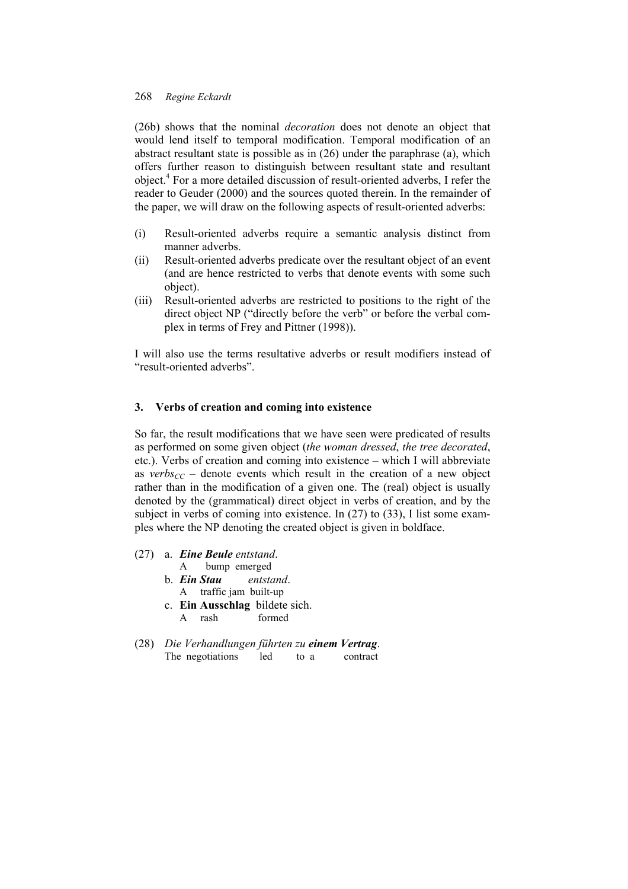(26b) shows that the nominal *decoration* does not denote an object that would lend itself to temporal modification. Temporal modification of an abstract resultant state is possible as in (26) under the paraphrase (a), which offers further reason to distinguish between resultant state and resultant object.[4] For a more detailed discussion of result-oriented adverbs, I refer the reader to Geuder (2000) and the sources quoted therein. In the remainder of the paper, we will draw on the following aspects of result-oriented adverbs:

(i) Result-oriented adverbs require a semantic analysis distinct from manner adverbs.
(ii) Result-oriented adverbs predicate over the resultant object of an event (and are hence restricted to verbs that denote events with some such object).
(iii) Result-oriented adverbs are restricted to positions to the right of the direct object NP ("directly before the verb" or before the verbal complex in terms of Frey and Pittner (1998)).

I will also use the terms resultative adverbs or result modifiers instead of "result-oriented adverbs".

## 3. Verbs of creation and coming into existence

So far, the result modifications that we have seen were predicated of results as performed on some given object (*the woman dressed*, *the tree decorated*, etc.). Verbs of creation and coming into existence – which I will abbreviate as *verbs*$_{CC}$ – denote events which result in the creation of a new object rather than in the modification of a given one. The (real) object is usually denoted by the (grammatical) direct object in verbs of creation, and by the subject in verbs of coming into existence. In (27) to (33), I list some examples where the NP denoting the created object is given in boldface.

(27) a. ***Eine Beule*** *entstand*.
    A bump emerged
  b. ***Ein Stau*** *entstand*.
    A traffic jam built-up
  c. **Ein Ausschlag** bildete sich.
    A rash formed

(28) *Die Verhandlungen führten zu* ***einem Vertrag***.
  The negotiations led to a contract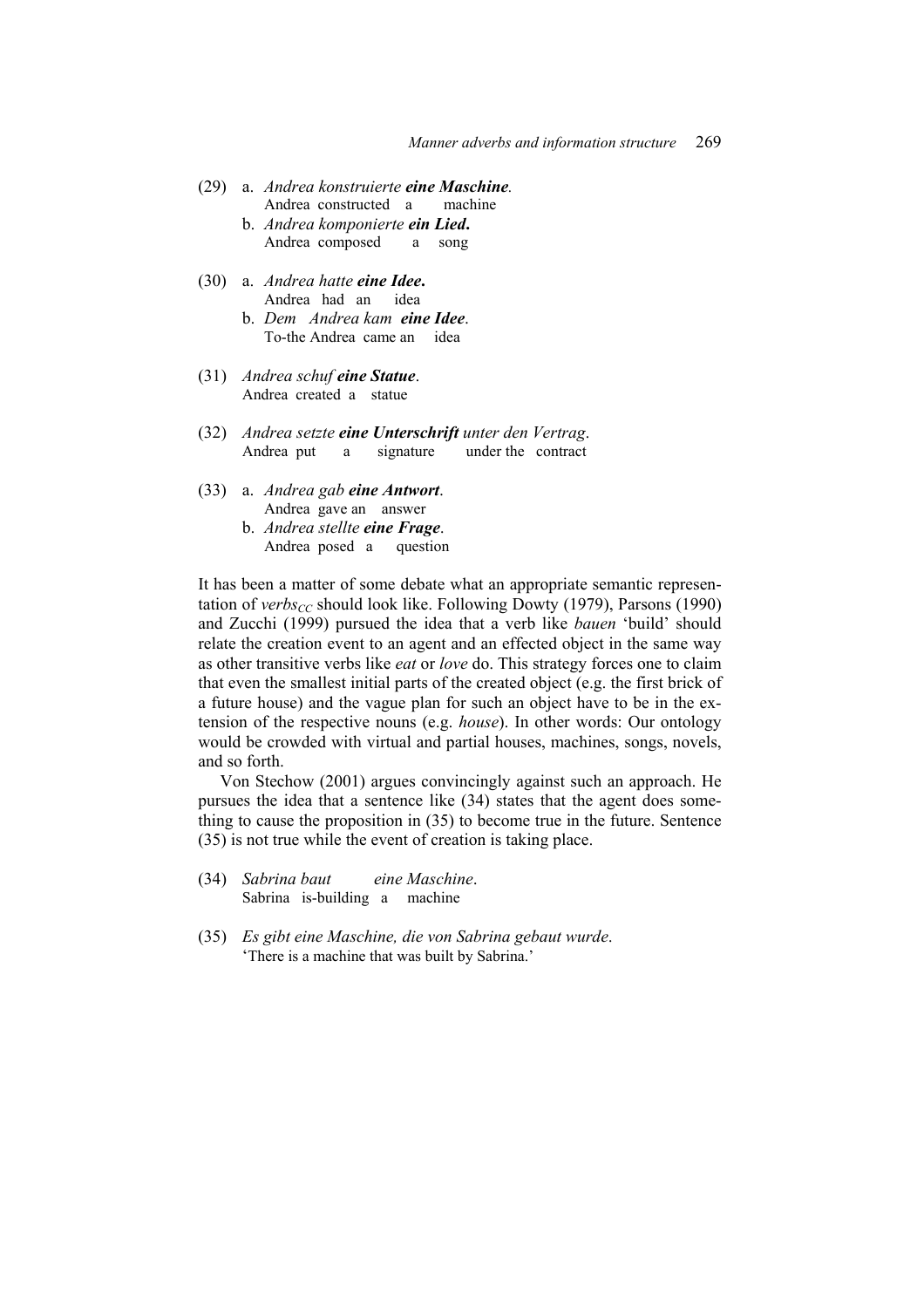(29) a. *Andrea konstruierte **eine Maschine**.*
    Andrea constructed a machine
  b. *Andrea komponierte **ein Lied**.*
    Andrea composed a song

(30) a. *Andrea hatte **eine Idee**.*
    Andrea had an idea
  b. *Dem Andrea kam **eine Idee**.*
    To-the Andrea came an idea

(31) *Andrea schuf **eine Statue**.*
  Andrea created a statue

(32) *Andrea setzte **eine Unterschrift** unter den Vertrag.*
  Andrea put a signature under the contract

(33) a. *Andrea gab **eine Antwort**.*
    Andrea gave an answer
  b. *Andrea stellte **eine Frage**.*
    Andrea posed a question

It has been a matter of some debate what an appropriate semantic representation of *verbs*$_{CC}$ should look like. Following Dowty (1979), Parsons (1990) and Zucchi (1999) pursued the idea that a verb like *bauen* 'build' should relate the creation event to an agent and an effected object in the same way as other transitive verbs like *eat* or *love* do. This strategy forces one to claim that even the smallest initial parts of the created object (e.g. the first brick of a future house) and the vague plan for such an object have to be in the extension of the respective nouns (e.g. *house*). In other words: Our ontology would be crowded with virtual and partial houses, machines, songs, novels, and so forth.

Von Stechow (2001) argues convincingly against such an approach. He pursues the idea that a sentence like (34) states that the agent does something to cause the proposition in (35) to become true in the future. Sentence (35) is not true while the event of creation is taking place.

(34) *Sabrina baut eine Maschine.*
  Sabrina is-building a machine

(35) *Es gibt eine Maschine, die von Sabrina gebaut wurde.*
  'There is a machine that was built by Sabrina.'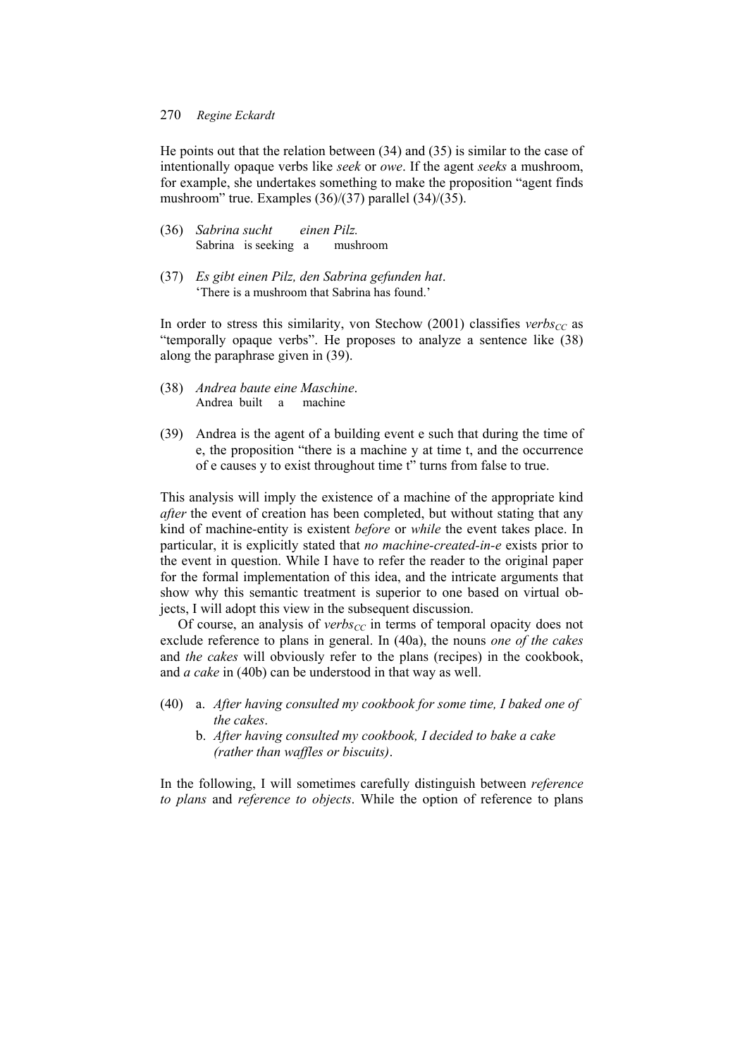He points out that the relation between (34) and (35) is similar to the case of intentionally opaque verbs like *seek* or *owe*. If the agent *seeks* a mushroom, for example, she undertakes something to make the proposition "agent finds mushroom" true. Examples (36)/(37) parallel (34)/(35).

(36) *Sabrina sucht einen Pilz.*
Sabrina is seeking a mushroom

(37) *Es gibt einen Pilz, den Sabrina gefunden hat*.
'There is a mushroom that Sabrina has found.'

In order to stress this similarity, von Stechow (2001) classifies *verbs*$_{CC}$ as "temporally opaque verbs". He proposes to analyze a sentence like (38) along the paraphrase given in (39).

(38) *Andrea baute eine Maschine*.
Andrea built a machine

(39) Andrea is the agent of a building event e such that during the time of e, the proposition "there is a machine y at time t, and the occurrence of e causes y to exist throughout time t" turns from false to true.

This analysis will imply the existence of a machine of the appropriate kind *after* the event of creation has been completed, but without stating that any kind of machine-entity is existent *before* or *while* the event takes place. In particular, it is explicitly stated that *no machine-created-in-e* exists prior to the event in question. While I have to refer the reader to the original paper for the formal implementation of this idea, and the intricate arguments that show why this semantic treatment is superior to one based on virtual objects, I will adopt this view in the subsequent discussion.

Of course, an analysis of *verbs*$_{CC}$ in terms of temporal opacity does not exclude reference to plans in general. In (40a), the nouns *one of the cakes* and *the cakes* will obviously refer to the plans (recipes) in the cookbook, and *a cake* in (40b) can be understood in that way as well.

(40) a. *After having consulted my cookbook for some time, I baked one of the cakes*.
b. *After having consulted my cookbook, I decided to bake a cake (rather than waffles or biscuits)*.

In the following, I will sometimes carefully distinguish between *reference to plans* and *reference to objects*. While the option of reference to plans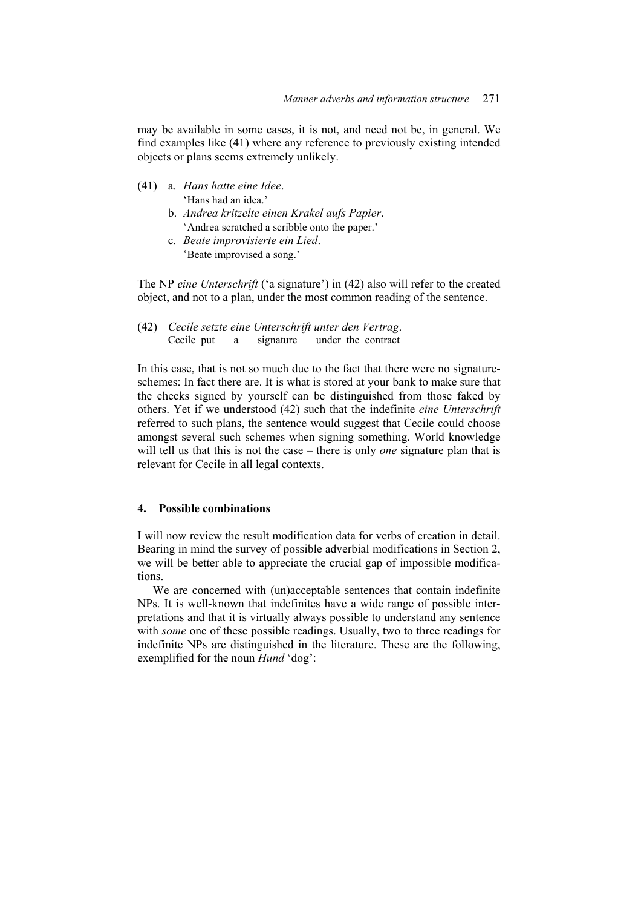may be available in some cases, it is not, and need not be, in general. We find examples like (41) where any reference to previously existing intended objects or plans seems extremely unlikely.

(41) a. *Hans hatte eine Idee*.
  'Hans had an idea.'
 b. *Andrea kritzelte einen Krakel aufs Papier*.
  'Andrea scratched a scribble onto the paper.'
 c. *Beate improvisierte ein Lied*.
  'Beate improvised a song.'

The NP *eine Unterschrift* ('a signature') in (42) also will refer to the created object, and not to a plan, under the most common reading of the sentence.

(42) *Cecile setzte eine Unterschrift unter den Vertrag*.
  Cecile put a signature under the contract

In this case, that is not so much due to the fact that there were no signature-schemes: In fact there are. It is what is stored at your bank to make sure that the checks signed by yourself can be distinguished from those faked by others. Yet if we understood (42) such that the indefinite *eine Unterschrift* referred to such plans, the sentence would suggest that Cecile could choose amongst several such schemes when signing something. World knowledge will tell us that this is not the case – there is only *one* signature plan that is relevant for Cecile in all legal contexts.

## 4. Possible combinations

I will now review the result modification data for verbs of creation in detail. Bearing in mind the survey of possible adverbial modifications in Section 2, we will be better able to appreciate the crucial gap of impossible modifications.

We are concerned with (un)acceptable sentences that contain indefinite NPs. It is well-known that indefinites have a wide range of possible interpretations and that it is virtually always possible to understand any sentence with *some* one of these possible readings. Usually, two to three readings for indefinite NPs are distinguished in the literature. These are the following, exemplified for the noun *Hund* 'dog':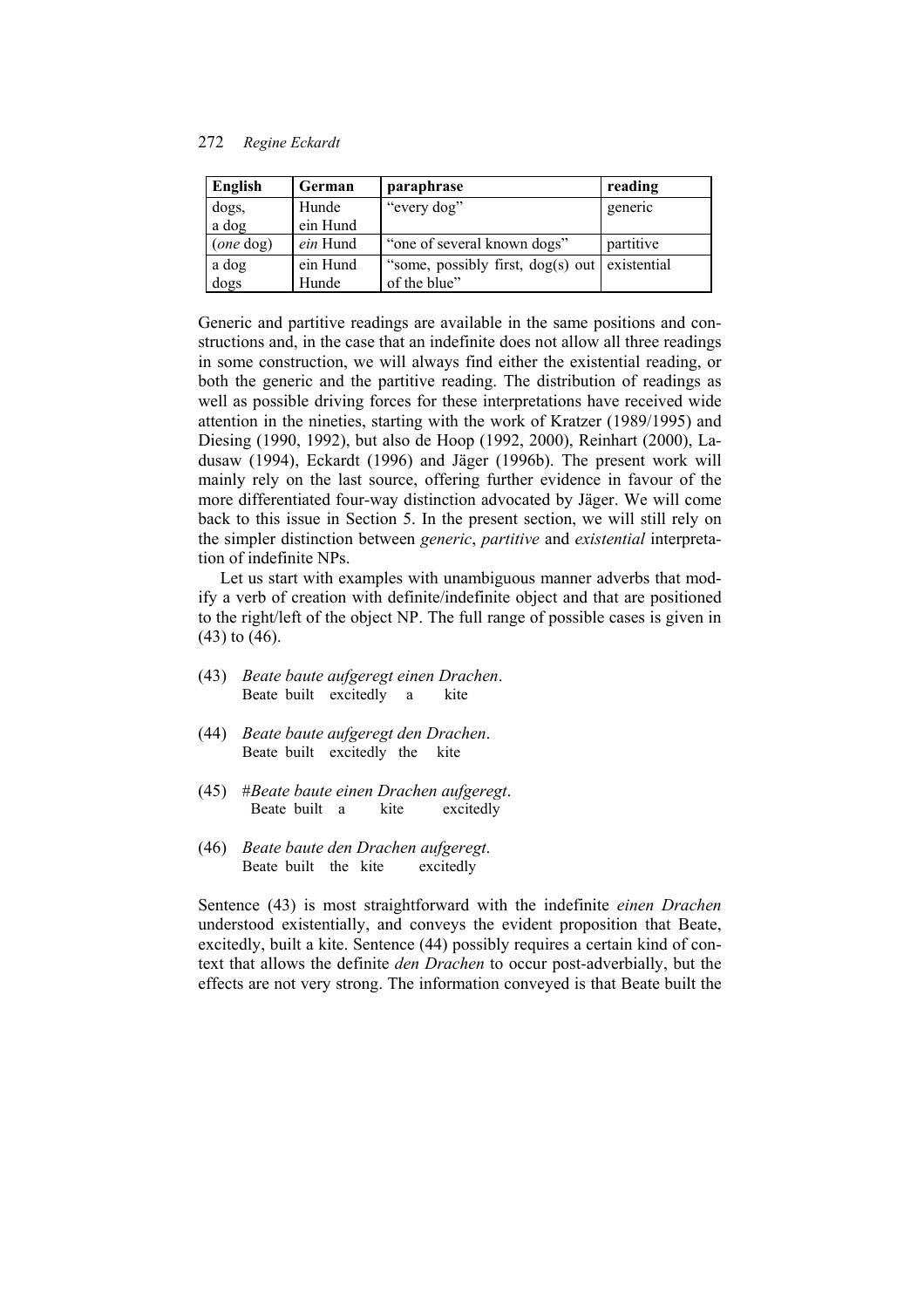| English | German | paraphrase | reading |
| --- | --- | --- | --- |
| dogs,<br>a dog | Hunde<br>ein Hund | "every dog" | generic |
| (*one* dog) | *ein* Hund | "one of several known dogs" | partitive |
| a dog<br>dogs | ein Hund<br>Hunde | "some, possibly first, dog(s) out of the blue" | existential |

Generic and partitive readings are available in the same positions and constructions and, in the case that an indefinite does not allow all three readings in some construction, we will always find either the existential reading, or both the generic and the partitive reading. The distribution of readings as well as possible driving forces for these interpretations have received wide attention in the nineties, starting with the work of Kratzer (1989/1995) and Diesing (1990, 1992), but also de Hoop (1992, 2000), Reinhart (2000), Ladusaw (1994), Eckardt (1996) and Jäger (1996b). The present work will mainly rely on the last source, offering further evidence in favour of the more differentiated four-way distinction advocated by Jäger. We will come back to this issue in Section 5. In the present section, we will still rely on the simpler distinction between *generic*, *partitive* and *existential* interpretation of indefinite NPs.

Let us start with examples with unambiguous manner adverbs that modify a verb of creation with definite/indefinite object and that are positioned to the right/left of the object NP. The full range of possible cases is given in (43) to (46).

(43) *Beate baute aufgeregt einen Drachen*.
Beate built excitedly a kite

(44) *Beate baute aufgeregt den Drachen*.
Beate built excitedly the kite

(45) #*Beate baute einen Drachen aufgeregt*.
Beate built a kite excitedly

(46) *Beate baute den Drachen aufgeregt*.
Beate built the kite excitedly

Sentence (43) is most straightforward with the indefinite *einen Drachen* understood existentially, and conveys the evident proposition that Beate, excitedly, built a kite. Sentence (44) possibly requires a certain kind of context that allows the definite *den Drachen* to occur post-adverbially, but the effects are not very strong. The information conveyed is that Beate built the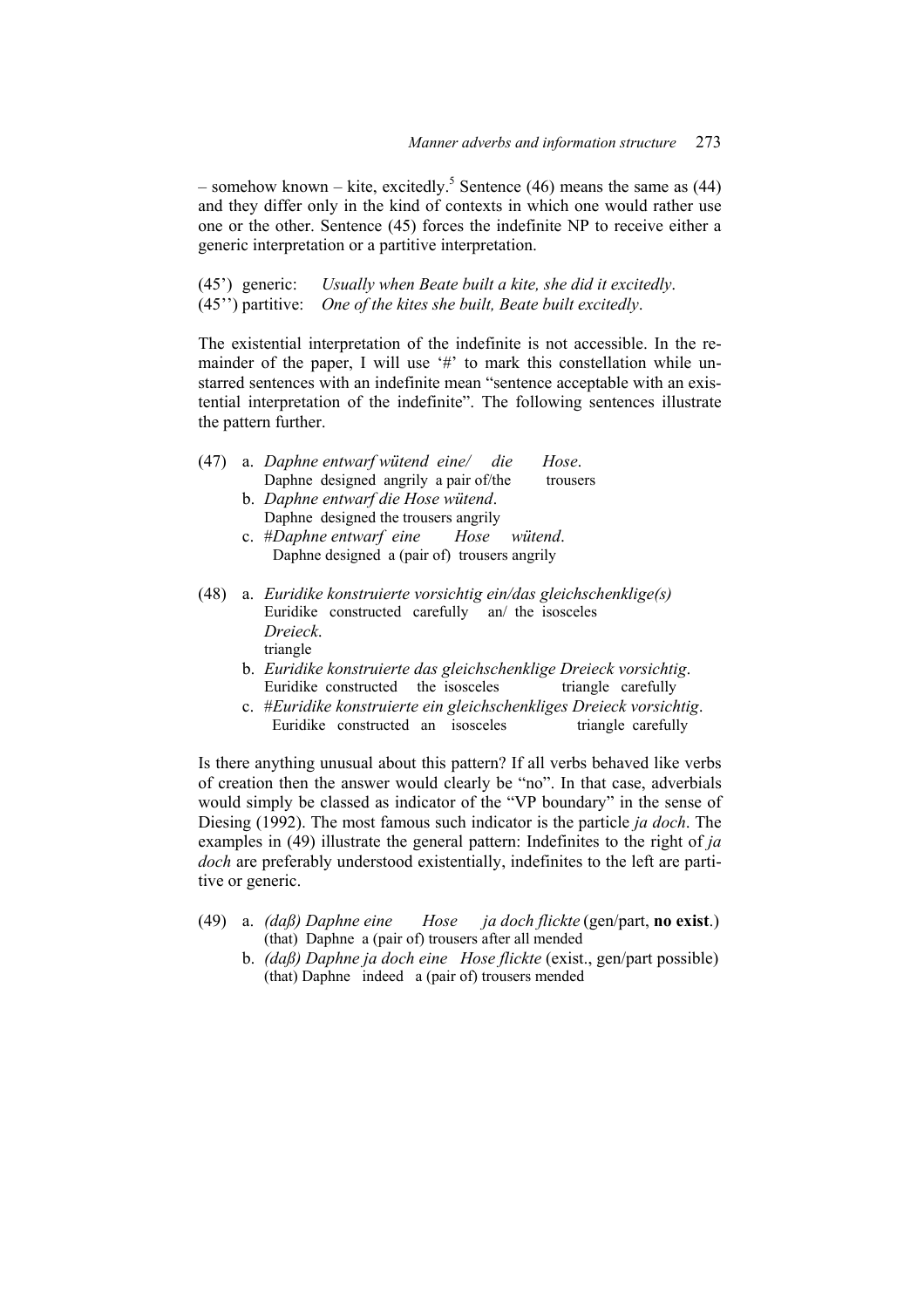– somehow known – kite, excitedly.[5] Sentence (46) means the same as (44) and they differ only in the kind of contexts in which one would rather use one or the other. Sentence (45) forces the indefinite NP to receive either a generic interpretation or a partitive interpretation.

(45') generic: *Usually when Beate built a kite, she did it excitedly*.
(45'') partitive: *One of the kites she built, Beate built excitedly*.

The existential interpretation of the indefinite is not accessible. In the remainder of the paper, I will use '#' to mark this constellation while unstarred sentences with an indefinite mean "sentence acceptable with an existential interpretation of the indefinite". The following sentences illustrate the pattern further.

(47) a. *Daphne entwarf wütend eine/ die Hose*.
Daphne designed angrily a pair of/the trousers
b. *Daphne entwarf die Hose wütend*.
Daphne designed the trousers angrily
c. #*Daphne entwarf eine Hose wütend*.
Daphne designed a (pair of) trousers angrily

(48) a. *Euridike konstruierte vorsichtig ein/das gleichschenklige(s) Dreieck*.
Euridike constructed carefully an/ the isosceles triangle
b. *Euridike konstruierte das gleichschenklige Dreieck vorsichtig*.
Euridike constructed the isosceles triangle carefully
c. #*Euridike konstruierte ein gleichschenkliges Dreieck vorsichtig*.
Euridike constructed an isosceles triangle carefully

Is there anything unusual about this pattern? If all verbs behaved like verbs of creation then the answer would clearly be "no". In that case, adverbials would simply be classed as indicator of the "VP boundary" in the sense of Diesing (1992). The most famous such indicator is the particle *ja doch*. The examples in (49) illustrate the general pattern: Indefinites to the right of *ja doch* are preferably understood existentially, indefinites to the left are partitive or generic.

(49) a. *(daß) Daphne eine Hose ja doch flickte* (gen/part, **no exist**.)
(that) Daphne a (pair of) trousers after all mended
b. *(daß) Daphne ja doch eine Hose flickte* (exist., gen/part possible)
(that) Daphne indeed a (pair of) trousers mended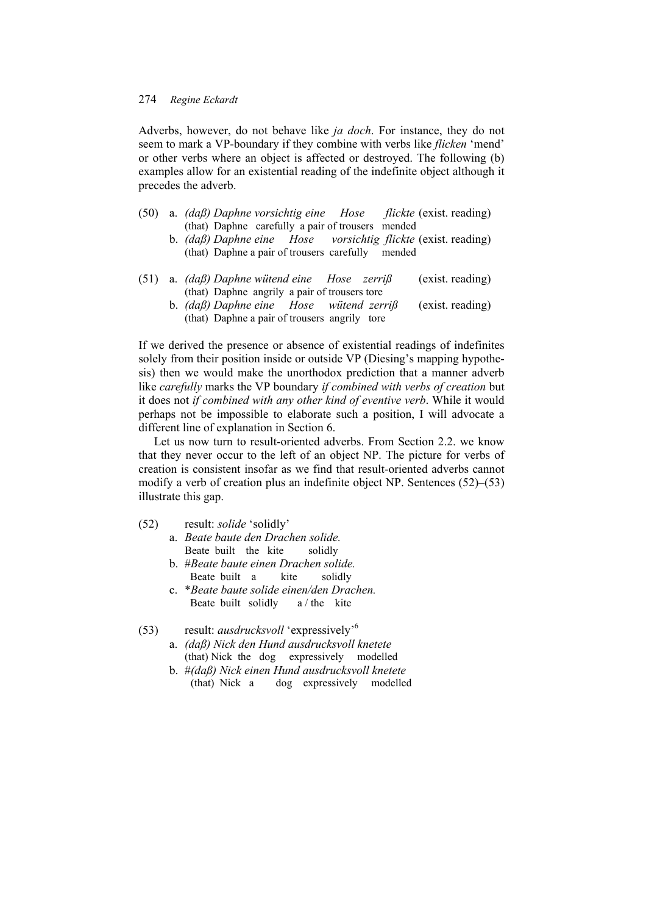Adverbs, however, do not behave like *ja doch*. For instance, they do not seem to mark a VP-boundary if they combine with verbs like *flicken* 'mend' or other verbs where an object is affected or destroyed. The following (b) examples allow for an existential reading of the indefinite object although it precedes the adverb.

(50) a. *(daß) Daphne vorsichtig eine Hose flickte* (exist. reading)
(that) Daphne carefully a pair of trousers mended
b. *(daß) Daphne eine Hose vorsichtig flickte* (exist. reading)
(that) Daphne a pair of trousers carefully mended

(51) a. *(daß) Daphne wütend eine Hose zerriß* (exist. reading)
(that) Daphne angrily a pair of trousers tore
b. *(daß) Daphne eine Hose wütend zerriß* (exist. reading)
(that) Daphne a pair of trousers angrily tore

If we derived the presence or absence of existential readings of indefinites solely from their position inside or outside VP (Diesing's mapping hypothesis) then we would make the unorthodox prediction that a manner adverb like *carefully* marks the VP boundary *if combined with verbs of creation* but it does not *if combined with any other kind of eventive verb*. While it would perhaps not be impossible to elaborate such a position, I will advocate a different line of explanation in Section 6.

Let us now turn to result-oriented adverbs. From Section 2.2. we know that they never occur to the left of an object NP. The picture for verbs of creation is consistent insofar as we find that result-oriented adverbs cannot modify a verb of creation plus an indefinite object NP. Sentences (52)–(53) illustrate this gap.

(52) result: *solide* 'solidly'
a. *Beate baute den Drachen solide.*
Beate built the kite solidly
b. #*Beate baute einen Drachen solide.*
Beate built a kite solidly
c. \**Beate baute solide einen/den Drachen.*
Beate built solidly a / the kite

(53) result: *ausdrucksvoll* 'expressively'[6]
a. *(daß) Nick den Hund ausdrucksvoll knetete*
(that) Nick the dog expressively modelled
b. #*(daß) Nick einen Hund ausdrucksvoll knetete*
(that) Nick a dog expressively modelled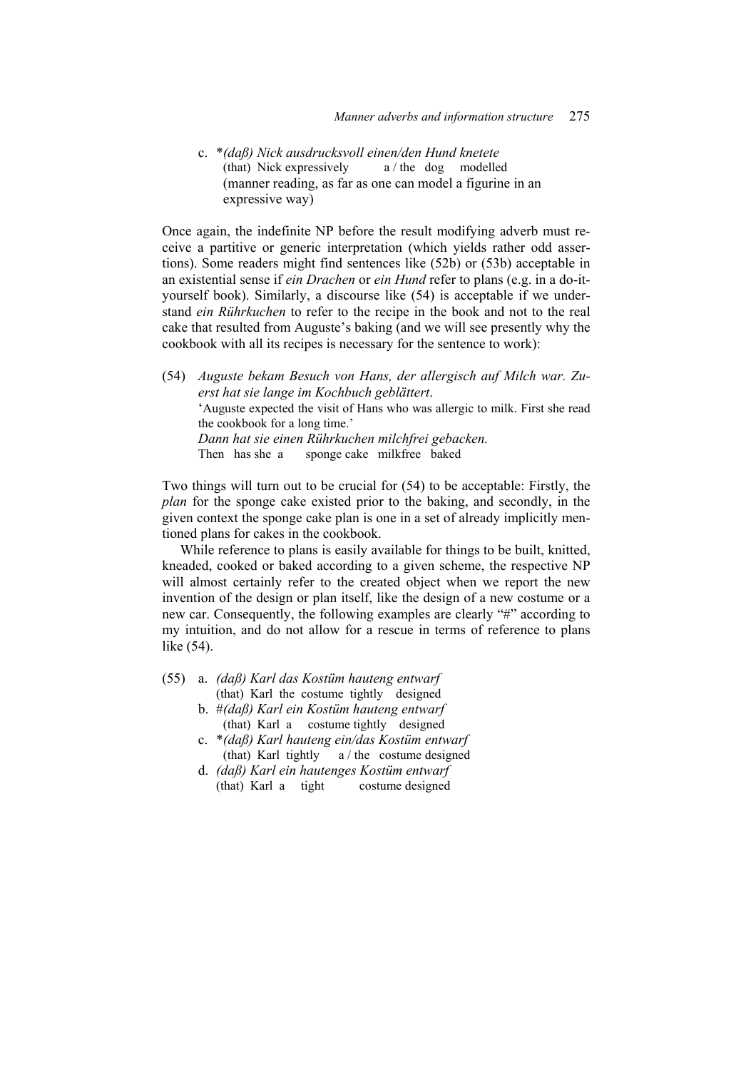c. *(*daß) Nick ausdrucksvoll einen/den Hund knetete*
   (that) Nick expressively a / the dog modelled
   (manner reading, as far as one can model a figurine in an expressive way)

Once again, the indefinite NP before the result modifying adverb must receive a partitive or generic interpretation (which yields rather odd assertions). Some readers might find sentences like (52b) or (53b) acceptable in an existential sense if *ein Drachen* or *ein Hund* refer to plans (e.g. in a do-it-yourself book). Similarly, a discourse like (54) is acceptable if we understand *ein Rührkuchen* to refer to the recipe in the book and not to the real cake that resulted from Auguste's baking (and we will see presently why the cookbook with all its recipes is necessary for the sentence to work):

(54) *Auguste bekam Besuch von Hans, der allergisch auf Milch war. Zuerst hat sie lange im Kochbuch geblättert.*
   'Auguste expected the visit of Hans who was allergic to milk. First she read the cookbook for a long time.'
   *Dann hat sie einen Rührkuchen milchfrei gebacken.*
   Then has she a sponge cake milkfree baked

Two things will turn out to be crucial for (54) to be acceptable: Firstly, the *plan* for the sponge cake existed prior to the baking, and secondly, in the given context the sponge cake plan is one in a set of already implicitly mentioned plans for cakes in the cookbook.

While reference to plans is easily available for things to be built, knitted, kneaded, cooked or baked according to a given scheme, the respective NP will almost certainly refer to the created object when we report the new invention of the design or plan itself, like the design of a new costume or a new car. Consequently, the following examples are clearly "#" according to my intuition, and do not allow for a rescue in terms of reference to plans like (54).

(55) a. *(daß) Karl das Kostüm hauteng entwarf*
   (that) Karl the costume tightly designed
   b. #*(daß) Karl ein Kostüm hauteng entwarf*
   (that) Karl a costume tightly designed
   c. *(*daß) Karl hauteng ein/das Kostüm entwarf*
   (that) Karl tightly a / the costume designed
   d. *(daß) Karl ein hautenges Kostüm entwarf*
   (that) Karl a tight costume designed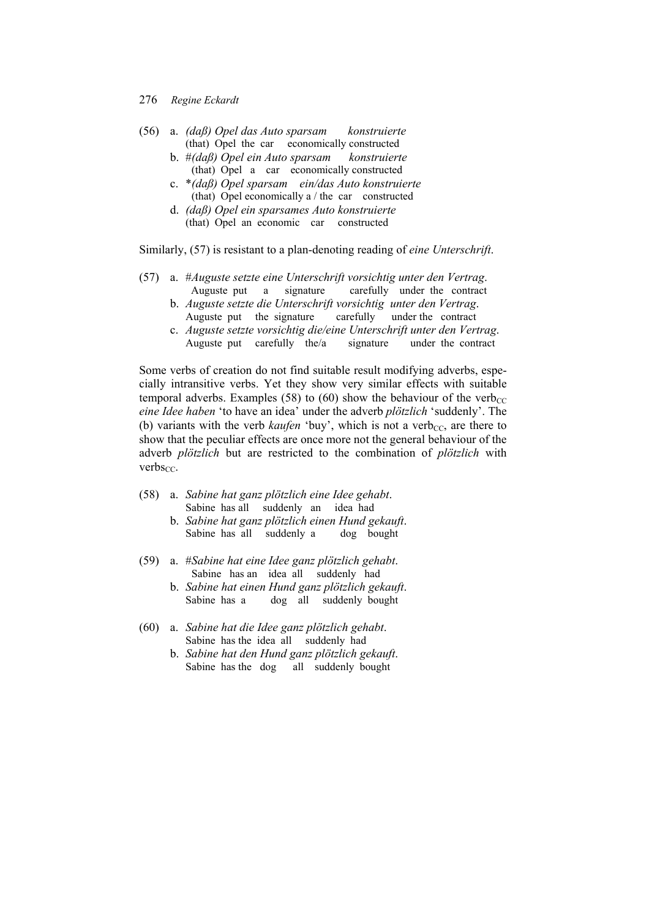(56) a. *(daß) Opel das Auto sparsam konstruierte*
(that) Opel the car economically constructed

b. #*(daß) Opel ein Auto sparsam konstruierte*
(that) Opel a car economically constructed

c. *\*(daß) Opel sparsam ein/das Auto konstruierte*
(that) Opel economically a / the car constructed

d. *(daß) Opel ein sparsames Auto konstruierte*
(that) Opel an economic car constructed

Similarly, (57) is resistant to a plan-denoting reading of *eine Unterschrift*.

(57) a. #*Auguste setzte eine Unterschrift vorsichtig unter den Vertrag.*
Auguste put a signature carefully under the contract

b. *Auguste setzte die Unterschrift vorsichtig unter den Vertrag.*
Auguste put the signature carefully under the contract

c. *Auguste setzte vorsichtig die/eine Unterschrift unter den Vertrag.*
Auguste put carefully the/a signature under the contract

Some verbs of creation do not find suitable result modifying adverbs, especially intransitive verbs. Yet they show very similar effects with suitable temporal adverbs. Examples (58) to (60) show the behaviour of the verb$_{CC}$ *eine Idee haben* 'to have an idea' under the adverb *plötzlich* 'suddenly'. The (b) variants with the verb *kaufen* 'buy', which is not a verb$_{CC}$, are there to show that the peculiar effects are once more not the general behaviour of the adverb *plötzlich* but are restricted to the combination of *plötzlich* with verbs$_{CC}$.

(58) a. *Sabine hat ganz plötzlich eine Idee gehabt.*
Sabine has all suddenly an idea had

b. *Sabine hat ganz plötzlich einen Hund gekauft.*
Sabine has all suddenly a dog bought

(59) a. #*Sabine hat eine Idee ganz plötzlich gehabt.*
Sabine has an idea all suddenly had

b. *Sabine hat einen Hund ganz plötzlich gekauft.*
Sabine has a dog all suddenly bought

(60) a. *Sabine hat die Idee ganz plötzlich gehabt.*
Sabine has the idea all suddenly had

b. *Sabine hat den Hund ganz plötzlich gekauft.*
Sabine has the dog all suddenly bought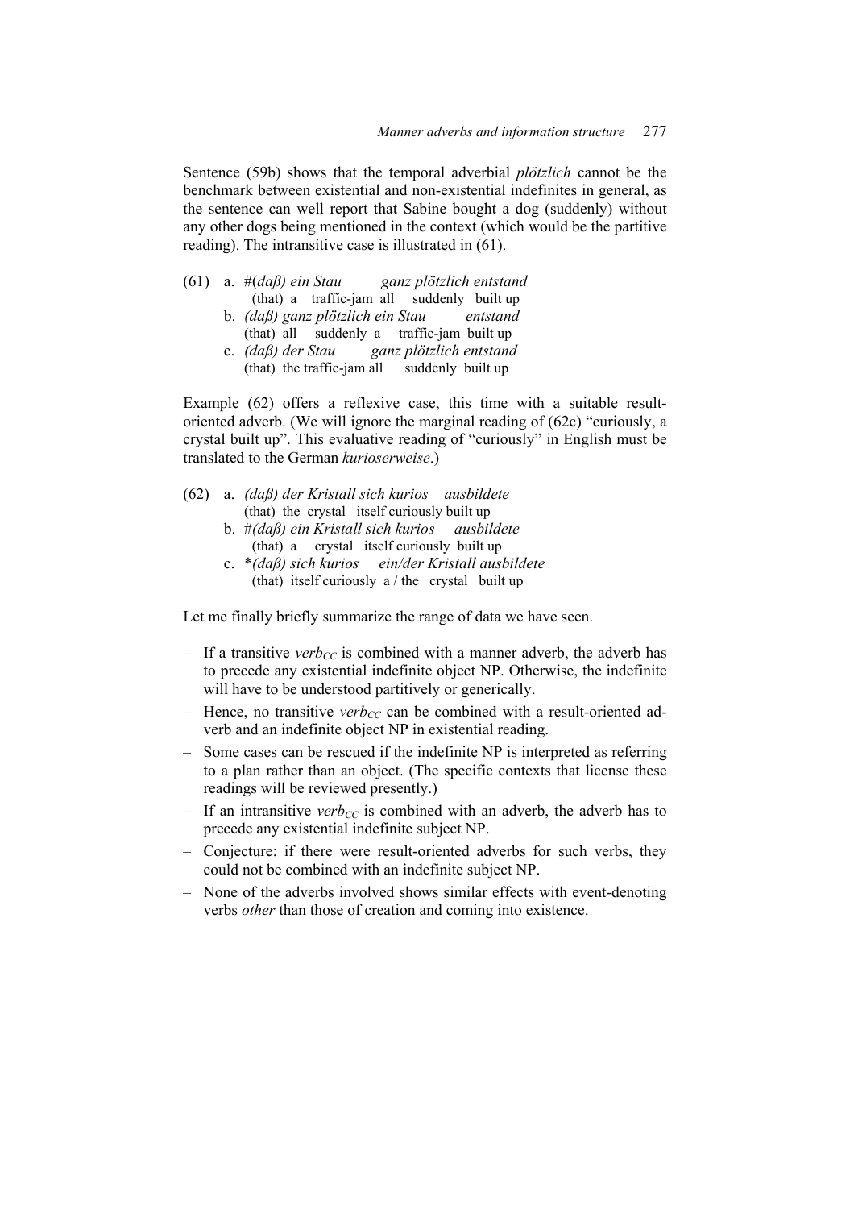Sentence (59b) shows that the temporal adverbial *plötzlich* cannot be the benchmark between existential and non-existential indefinites in general, as the sentence can well report that Sabine bought a dog (suddenly) without any other dogs being mentioned in the context (which would be the partitive reading). The intransitive case is illustrated in (61).

(61) a. #(*daß*) *ein Stau ganz plötzlich entstand*
   (that) a traffic-jam all suddenly built up
  b. *(daß) ganz plötzlich ein Stau entstand*
   (that) all suddenly a traffic-jam built up
  c. *(daß) der Stau ganz plötzlich entstand*
   (that) the traffic-jam all suddenly built up

Example (62) offers a reflexive case, this time with a suitable result-oriented adverb. (We will ignore the marginal reading of (62c) "curiously, a crystal built up". This evaluative reading of "curiously" in English must be translated to the German *kurioserweise*.)

(62) a. *(daß) der Kristall sich kurios ausbildete*
   (that) the crystal itself curiously built up
  b. #*(daß) ein Kristall sich kurios ausbildete*
   (that) a crystal itself curiously built up
  c. \**(daß) sich kurios ein/der Kristall ausbildete*
   (that) itself curiously a / the crystal built up

Let me finally briefly summarize the range of data we have seen.

- If a transitive *verb*$_{CC}$ is combined with a manner adverb, the adverb has to precede any existential indefinite object NP. Otherwise, the indefinite will have to be understood partitively or generically.
- Hence, no transitive *verb*$_{CC}$ can be combined with a result-oriented adverb and an indefinite object NP in existential reading.
- Some cases can be rescued if the indefinite NP is interpreted as referring to a plan rather than an object. (The specific contexts that license these readings will be reviewed presently.)
- If an intransitive *verb*$_{CC}$ is combined with an adverb, the adverb has to precede any existential indefinite subject NP.
- Conjecture: if there were result-oriented adverbs for such verbs, they could not be combined with an indefinite subject NP.
- None of the adverbs involved shows similar effects with event-denoting verbs *other* than those of creation and coming into existence.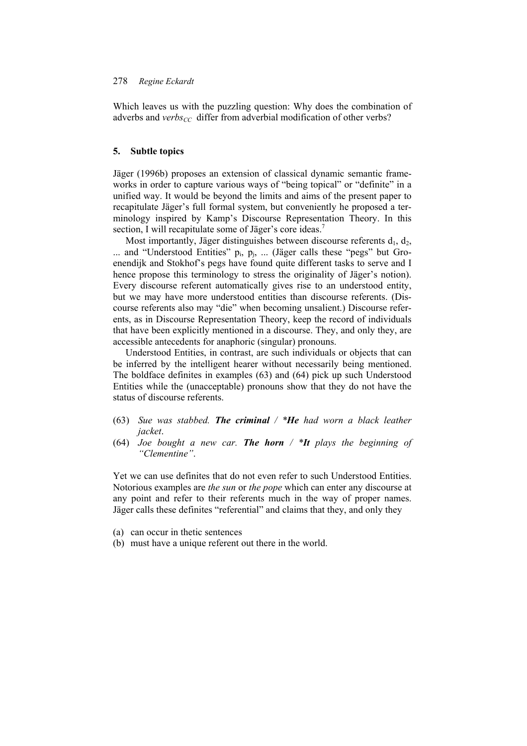Which leaves us with the puzzling question: Why does the combination of adverbs and *verbs$_{CC}$* differ from adverbial modification of other verbs?

## 5. Subtle topics

Jäger (1996b) proposes an extension of classical dynamic semantic frameworks in order to capture various ways of "being topical" or "definite" in a unified way. It would be beyond the limits and aims of the present paper to recapitulate Jäger's full formal system, but conveniently he proposed a terminology inspired by Kamp's Discourse Representation Theory. In this section, I will recapitulate some of Jäger's core ideas.[7]

Most importantly, Jäger distinguishes between discourse referents $d_1$, $d_2$, ... and "Understood Entities" $p_i$, $p_j$, ... (Jäger calls these "pegs" but Groenendijk and Stokhof's pegs have found quite different tasks to serve and I hence propose this terminology to stress the originality of Jäger's notion). Every discourse referent automatically gives rise to an understood entity, but we may have more understood entities than discourse referents. (Discourse referents also may "die" when becoming unsalient.) Discourse referents, as in Discourse Representation Theory, keep the record of individuals that have been explicitly mentioned in a discourse. They, and only they, are accessible antecedents for anaphoric (singular) pronouns.

Understood Entities, in contrast, are such individuals or objects that can be inferred by the intelligent hearer without necessarily being mentioned. The boldface definites in examples (63) and (64) pick up such Understood Entities while the (unacceptable) pronouns show that they do not have the status of discourse referents.

(63) *Sue was stabbed.* ***The criminal*** */* ***\*He*** *had worn a black leather jacket*.

(64) *Joe bought a new car.* ***The horn*** */* ***\*It*** *plays the beginning of "Clementine"*.

Yet we can use definites that do not even refer to such Understood Entities. Notorious examples are *the sun* or *the pope* which can enter any discourse at any point and refer to their referents much in the way of proper names. Jäger calls these definites "referential" and claims that they, and only they

(a) can occur in thetic sentences
(b) must have a unique referent out there in the world.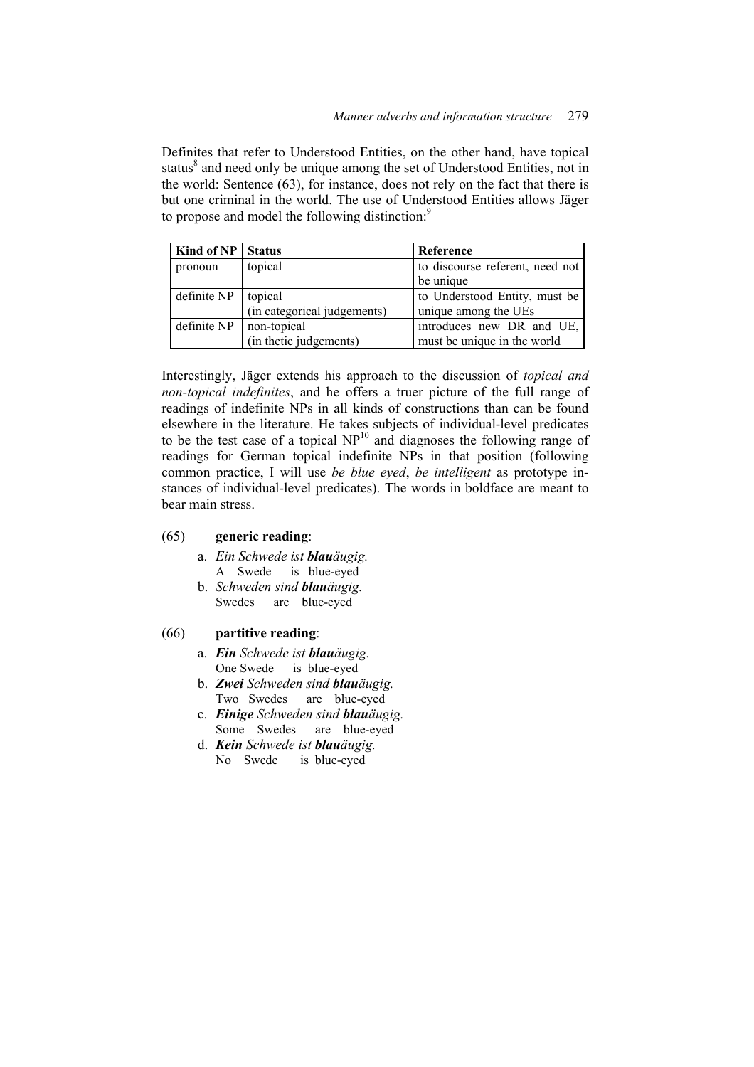Definites that refer to Understood Entities, on the other hand, have topical status[8] and need only be unique among the set of Understood Entities, not in the world: Sentence (63), for instance, does not rely on the fact that there is but one criminal in the world. The use of Understood Entities allows Jäger to propose and model the following distinction:[9]

| **Kind of NP** | **Status** | **Reference** |
|---|---|---|
| pronoun | topical | to discourse referent, need not be unique |
| definite NP | topical (in categorical judgements) | to Understood Entity, must be unique among the UEs |
| definite NP | non-topical (in thetic judgements) | introduces new DR and UE, must be unique in the world |

Interestingly, Jäger extends his approach to the discussion of *topical and non-topical indefinites*, and he offers a truer picture of the full range of readings of indefinite NPs in all kinds of constructions than can be found elsewhere in the literature. He takes subjects of individual-level predicates to be the test case of a topical NP[10] and diagnoses the following range of readings for German topical indefinite NPs in that position (following common practice, I will use *be blue eyed*, *be intelligent* as prototype instances of individual-level predicates). The words in boldface are meant to bear main stress.

(65) **generic reading**:

a. *Ein Schwede ist **blau**äugig.*
   A Swede is blue-eyed

b. *Schweden sind **blau**äugig.*
   Swedes are blue-eyed

(66) **partitive reading**:

a. ***Ein** Schwede ist **blau**äugig.*
   One Swede is blue-eyed

b. ***Zwei** Schweden sind **blau**äugig.*
   Two Swedes are blue-eyed

c. ***Einige** Schweden sind **blau**äugig.*
   Some Swedes are blue-eyed

d. ***Kein** Schwede ist **blau**äugig.*
   No Swede is blue-eyed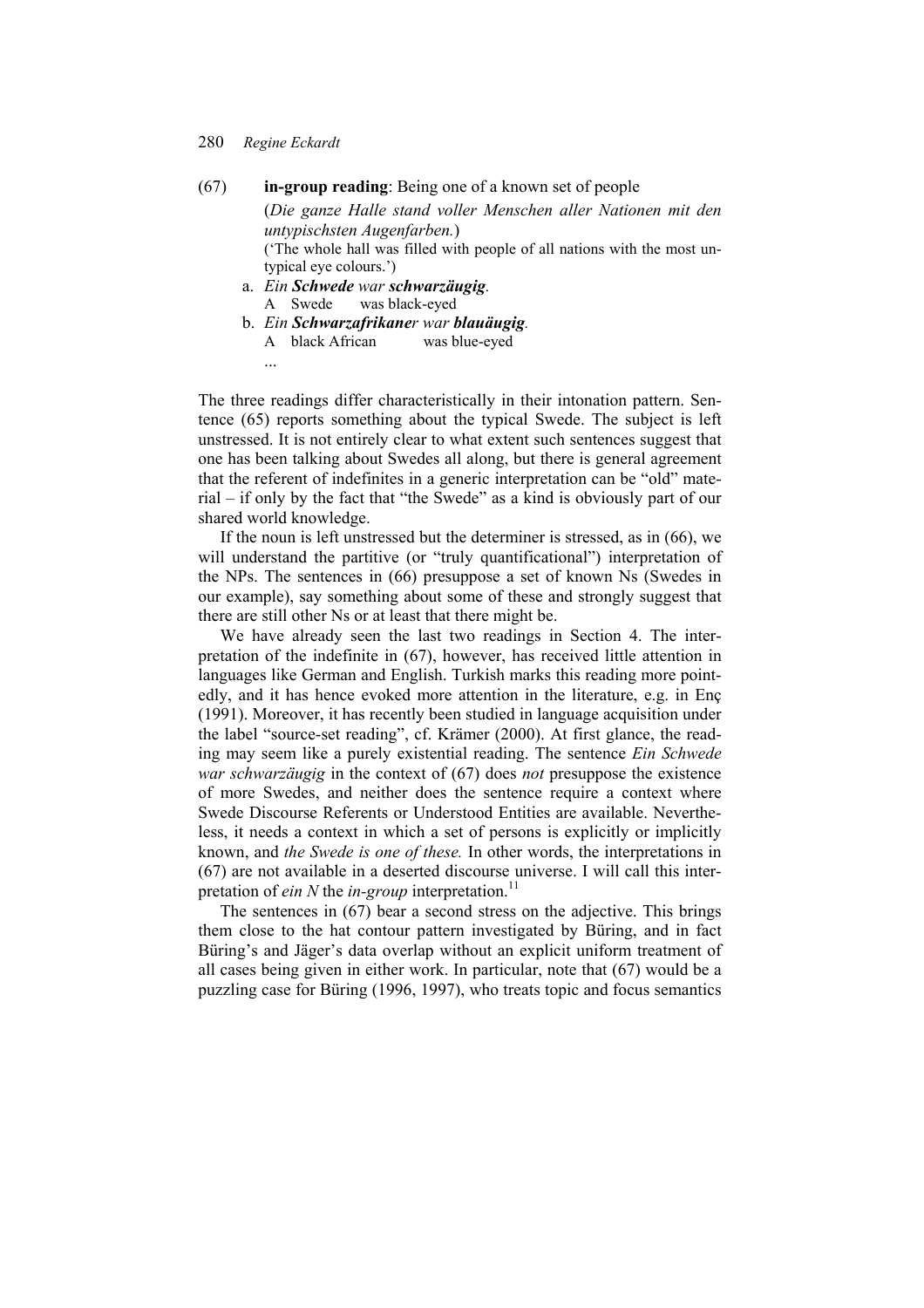(67) **in-group reading**: Being one of a known set of people

(*Die ganze Halle stand voller Menschen aller Nationen mit den untypischsten Augenfarben.*)
('The whole hall was filled with people of all nations with the most untypical eye colours.')

a. *Ein **Schwede** war **schwarzäugig**.*
   A Swede was black-eyed

b. *Ein **Schwarzafrikane**r war **blauäugig**.*
   A black African was blue-eyed

...

The three readings differ characteristically in their intonation pattern. Sentence (65) reports something about the typical Swede. The subject is left unstressed. It is not entirely clear to what extent such sentences suggest that one has been talking about Swedes all along, but there is general agreement that the referent of indefinites in a generic interpretation can be "old" material – if only by the fact that "the Swede" as a kind is obviously part of our shared world knowledge.

If the noun is left unstressed but the determiner is stressed, as in (66), we will understand the partitive (or "truly quantificational") interpretation of the NPs. The sentences in (66) presuppose a set of known Ns (Swedes in our example), say something about some of these and strongly suggest that there are still other Ns or at least that there might be.

We have already seen the last two readings in Section 4. The interpretation of the indefinite in (67), however, has received little attention in languages like German and English. Turkish marks this reading more pointedly, and it has hence evoked more attention in the literature, e.g. in Enç (1991). Moreover, it has recently been studied in language acquisition under the label "source-set reading", cf. Krämer (2000). At first glance, the reading may seem like a purely existential reading. The sentence *Ein Schwede war schwarzäugig* in the context of (67) does *not* presuppose the existence of more Swedes, and neither does the sentence require a context where Swede Discourse Referents or Understood Entities are available. Nevertheless, it needs a context in which a set of persons is explicitly or implicitly known, and *the Swede is one of these.* In other words, the interpretations in (67) are not available in a deserted discourse universe. I will call this interpretation of *ein N* the *in-group* interpretation.[11]

The sentences in (67) bear a second stress on the adjective. This brings them close to the hat contour pattern investigated by Büring, and in fact Büring's and Jäger's data overlap without an explicit uniform treatment of all cases being given in either work. In particular, note that (67) would be a puzzling case for Büring (1996, 1997), who treats topic and focus semantics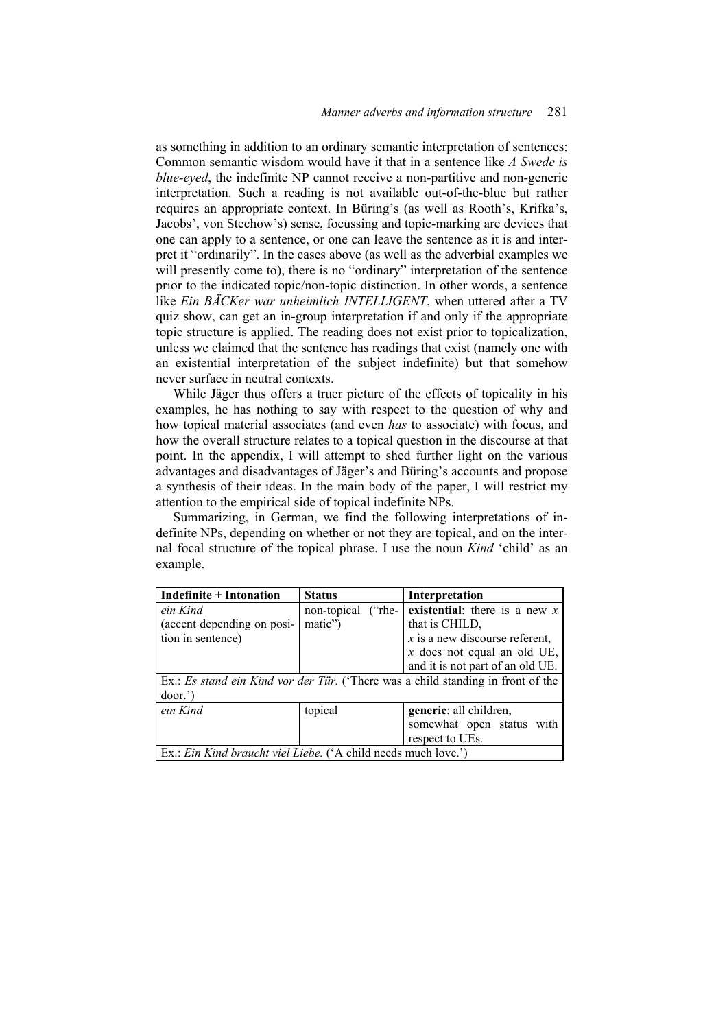as something in addition to an ordinary semantic interpretation of sentences: Common semantic wisdom would have it that in a sentence like *A Swede is blue-eyed*, the indefinite NP cannot receive a non-partitive and non-generic interpretation. Such a reading is not available out-of-the-blue but rather requires an appropriate context. In Büring's (as well as Rooth's, Krifka's, Jacobs', von Stechow's) sense, focussing and topic-marking are devices that one can apply to a sentence, or one can leave the sentence as it is and interpret it "ordinarily". In the cases above (as well as the adverbial examples we will presently come to), there is no "ordinary" interpretation of the sentence prior to the indicated topic/non-topic distinction. In other words, a sentence like *Ein BÄCKer war unheimlich INTELLIGENT*, when uttered after a TV quiz show, can get an in-group interpretation if and only if the appropriate topic structure is applied. The reading does not exist prior to topicalization, unless we claimed that the sentence has readings that exist (namely one with an existential interpretation of the subject indefinite) but that somehow never surface in neutral contexts.

While Jäger thus offers a truer picture of the effects of topicality in his examples, he has nothing to say with respect to the question of why and how topical material associates (and even *has* to associate) with focus, and how the overall structure relates to a topical question in the discourse at that point. In the appendix, I will attempt to shed further light on the various advantages and disadvantages of Jäger's and Büring's accounts and propose a synthesis of their ideas. In the main body of the paper, I will restrict my attention to the empirical side of topical indefinite NPs.

Summarizing, in German, we find the following interpretations of indefinite NPs, depending on whether or not they are topical, and on the internal focal structure of the topical phrase. I use the noun *Kind* 'child' as an example.

| **Indefinite + Intonation** | **Status** | **Interpretation** |
|---|---|---|
| *ein Kind* (accent depending on position in sentence) | non-topical ("rhematic") | **existential**: there is a new $x$ that is CHILD, $x$ is a new discourse referent, $x$ does not equal an old UE, and it is not part of an old UE. |
| Ex.: *Es stand ein Kind vor der Tür.* ('There was a child standing in front of the door.') | | |
| *ein Kind* | topical | **generic**: all children, somewhat open status with respect to UEs. |
| Ex.: *Ein Kind braucht viel Liebe.* ('A child needs much love.') | | |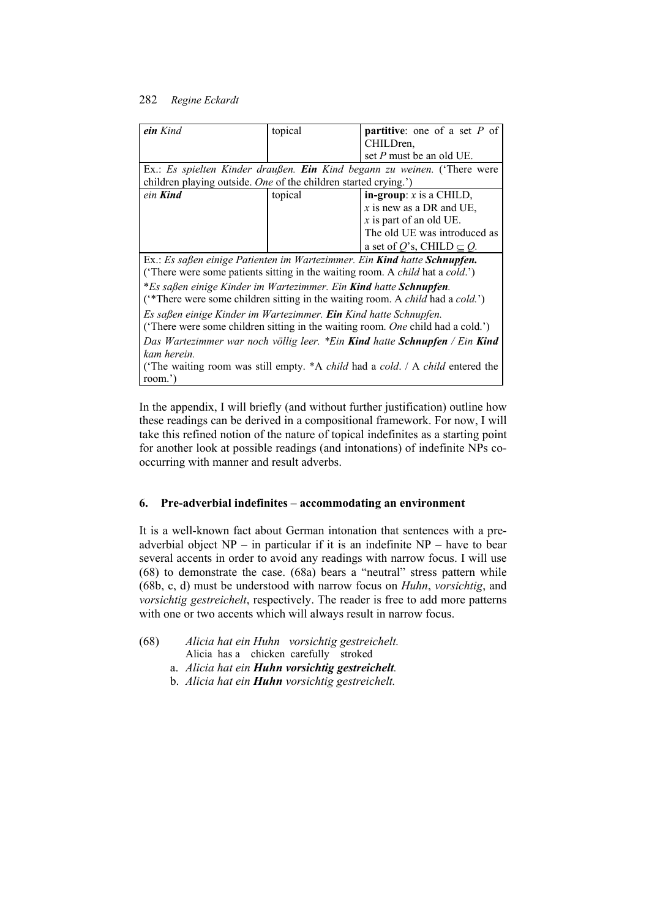| ***ein*** *Kind* | topical | **partitive**: one of a set $P$ of CHILDren, set $P$ must be an old UE. |
|---|---|---|
| Ex.: *Es spielten Kinder draußen.* ***Ein*** *Kind begann zu weinen.* ('There were children playing outside. *One* of the children started crying.') | | |
| *ein* ***Kind*** | topical | **in-group**: $x$ is a CHILD, $x$ is new as a DR and UE, $x$ is part of an old UE. The old UE was introduced as a set of $Q$'s, CHILD $\subseteq Q$. |
| Ex.: *Es saßen einige Patienten im Wartezimmer. Ein* ***Kind*** *hatte* ***Schnupfen.*** ('There were some patients sitting in the waiting room. A *child* hat a *cold*.') *\*Es saßen einige Kinder im Wartezimmer. Ein* ***Kind*** *hatte* ***Schnupfen****.* ('\*There were some children sitting in the waiting room. A *child* had a *cold.*') *Es saßen einige Kinder im Wartezimmer.* ***Ein*** *Kind hatte Schnupfen.* ('There were some children sitting in the waiting room. *One* child had a cold.') *Das Wartezimmer war noch völlig leer. \*Ein* ***Kind*** *hatte* ***Schnupfen*** */ Ein* ***Kind*** *kam herein.* ('The waiting room was still empty. \*A *child* had a *cold*. / A *child* entered the room.') | | |

In the appendix, I will briefly (and without further justification) outline how these readings can be derived in a compositional framework. For now, I will take this refined notion of the nature of topical indefinites as a starting point for another look at possible readings (and intonations) of indefinite NPs co-occurring with manner and result adverbs.

## 6. Pre-adverbial indefinites – accommodating an environment

It is a well-known fact about German intonation that sentences with a pre-adverbial object NP – in particular if it is an indefinite NP – have to bear several accents in order to avoid any readings with narrow focus. I will use (68) to demonstrate the case. (68a) bears a "neutral" stress pattern while (68b, c, d) must be understood with narrow focus on *Huhn*, *vorsichtig*, and *vorsichtig gestreichelt*, respectively. The reader is free to add more patterns with one or two accents which will always result in narrow focus.

(68) *Alicia hat ein Huhn vorsichtig gestreichelt.*
Alicia has a chicken carefully stroked

a. *Alicia hat ein* ***Huhn vorsichtig gestreichelt****.*

b. *Alicia hat ein* ***Huhn*** *vorsichtig gestreichelt.*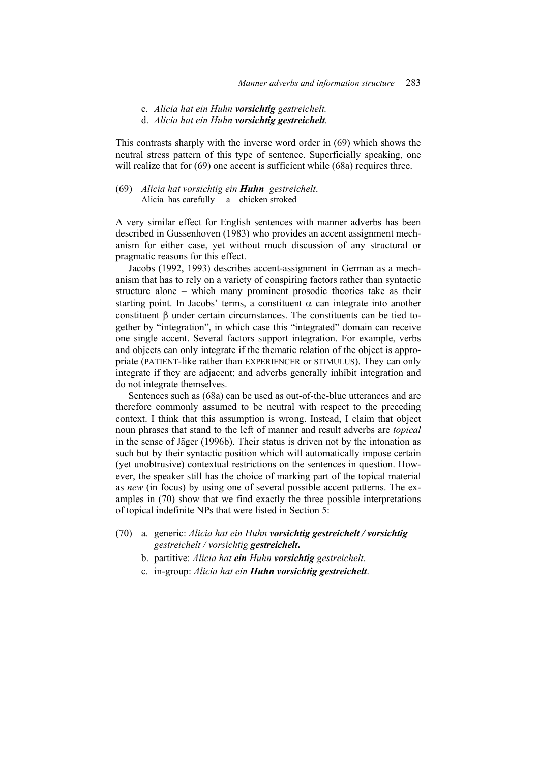c. *Alicia hat ein Huhn* ***vorsichtig*** *gestreichelt.*
d. *Alicia hat ein Huhn* ***vorsichtig gestreichelt****.*

This contrasts sharply with the inverse word order in (69) which shows the neutral stress pattern of this type of sentence. Superficially speaking, one will realize that for (69) one accent is sufficient while (68a) requires three.

(69) *Alicia hat vorsichtig ein* ***Huhn*** *gestreichelt*.
Alicia has carefully a chicken stroked

A very similar effect for English sentences with manner adverbs has been described in Gussenhoven (1983) who provides an accent assignment mechanism for either case, yet without much discussion of any structural or pragmatic reasons for this effect.

Jacobs (1992, 1993) describes accent-assignment in German as a mechanism that has to rely on a variety of conspiring factors rather than syntactic structure alone – which many prominent prosodic theories take as their starting point. In Jacobs' terms, a constituent $\alpha$ can integrate into another constituent $\beta$ under certain circumstances. The constituents can be tied together by "integration", in which case this "integrated" domain can receive one single accent. Several factors support integration. For example, verbs and objects can only integrate if the thematic relation of the object is appropriate (PATIENT-like rather than EXPERIENCER or STIMULUS). They can only integrate if they are adjacent; and adverbs generally inhibit integration and do not integrate themselves.

Sentences such as (68a) can be used as out-of-the-blue utterances and are therefore commonly assumed to be neutral with respect to the preceding context. I think that this assumption is wrong. Instead, I claim that object noun phrases that stand to the left of manner and result adverbs are *topical* in the sense of Jäger (1996b). Their status is driven not by the intonation as such but by their syntactic position which will automatically impose certain (yet unobtrusive) contextual restrictions on the sentences in question. However, the speaker still has the choice of marking part of the topical material as *new* (in focus) by using one of several possible accent patterns. The examples in (70) show that we find exactly the three possible interpretations of topical indefinite NPs that were listed in Section 5:

(70) a. generic: *Alicia hat ein Huhn* ***vorsichtig gestreichelt / vorsichtig*** *gestreichelt / vorsichtig* ***gestreichelt*.**
b. partitive: *Alicia hat* ***ein*** *Huhn* ***vorsichtig*** *gestreichelt*.
c. in-group: *Alicia hat ein* ***Huhn vorsichtig gestreichelt***.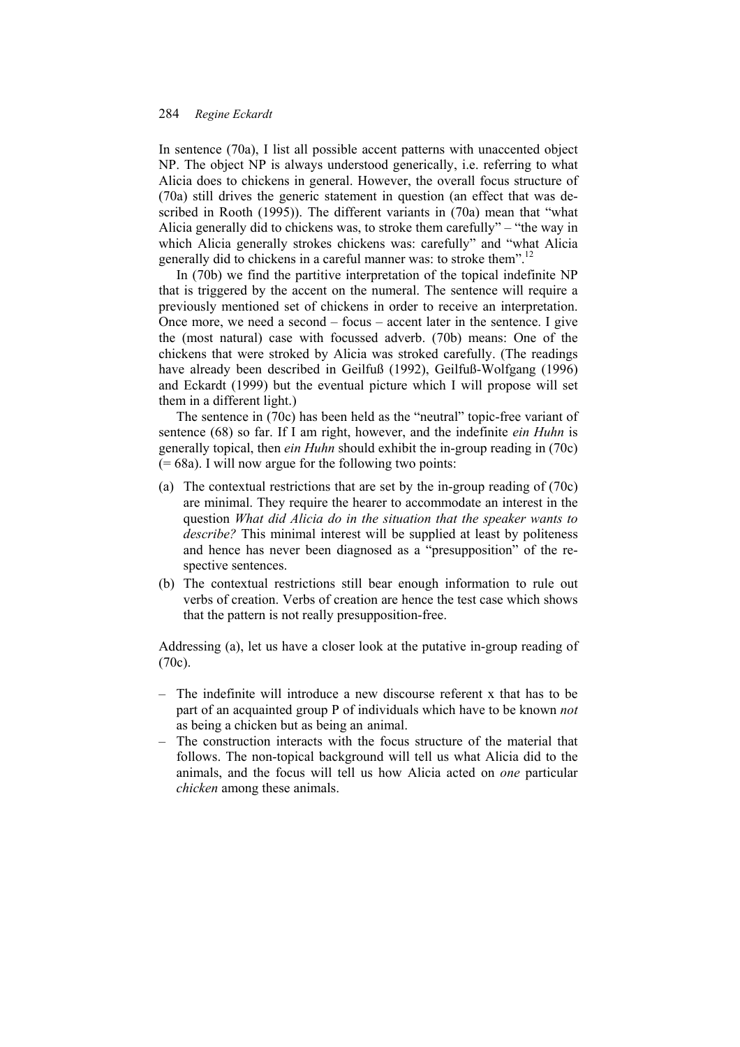In sentence (70a), I list all possible accent patterns with unaccented object NP. The object NP is always understood generically, i.e. referring to what Alicia does to chickens in general. However, the overall focus structure of (70a) still drives the generic statement in question (an effect that was described in Rooth (1995)). The different variants in (70a) mean that "what Alicia generally did to chickens was, to stroke them carefully" – "the way in which Alicia generally strokes chickens was: carefully" and "what Alicia generally did to chickens in a careful manner was: to stroke them".[12]

In (70b) we find the partitive interpretation of the topical indefinite NP that is triggered by the accent on the numeral. The sentence will require a previously mentioned set of chickens in order to receive an interpretation. Once more, we need a second – focus – accent later in the sentence. I give the (most natural) case with focussed adverb. (70b) means: One of the chickens that were stroked by Alicia was stroked carefully. (The readings have already been described in Geilfuß (1992), Geilfuß-Wolfgang (1996) and Eckardt (1999) but the eventual picture which I will propose will set them in a different light.)

The sentence in (70c) has been held as the "neutral" topic-free variant of sentence (68) so far. If I am right, however, and the indefinite *ein Huhn* is generally topical, then *ein Huhn* should exhibit the in-group reading in (70c) (= 68a). I will now argue for the following two points:

(a) The contextual restrictions that are set by the in-group reading of (70c) are minimal. They require the hearer to accommodate an interest in the question *What did Alicia do in the situation that the speaker wants to describe?* This minimal interest will be supplied at least by politeness and hence has never been diagnosed as a "presupposition" of the respective sentences.

(b) The contextual restrictions still bear enough information to rule out verbs of creation. Verbs of creation are hence the test case which shows that the pattern is not really presupposition-free.

Addressing (a), let us have a closer look at the putative in-group reading of (70c).

– The indefinite will introduce a new discourse referent x that has to be part of an acquainted group P of individuals which have to be known *not* as being a chicken but as being an animal.
– The construction interacts with the focus structure of the material that follows. The non-topical background will tell us what Alicia did to the animals, and the focus will tell us how Alicia acted on *one* particular *chicken* among these animals.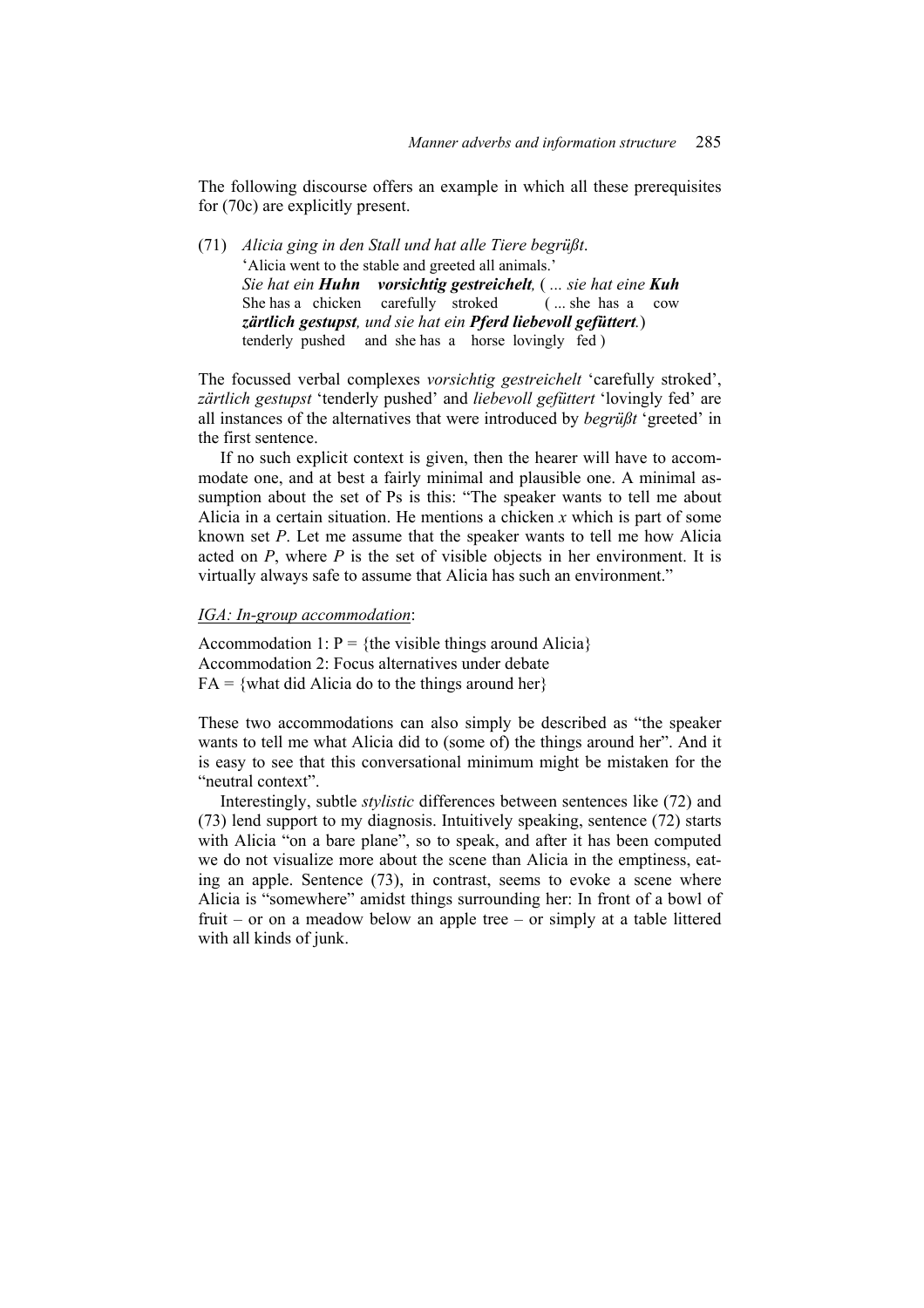The following discourse offers an example in which all these prerequisites for (70c) are explicitly present.

(71) *Alicia ging in den Stall und hat alle Tiere begrüßt*.
 'Alicia went to the stable and greeted all animals.'
 *Sie hat ein **Huhn** **vorsichtig gestreichelt**,* ( *... sie hat eine **Kuh***
 She has a chicken carefully stroked ( ... she has a cow
 ***zärtlich gestupst**, und sie hat ein **Pferd liebevoll gefüttert**.*)
 tenderly pushed and she has a horse lovingly fed )

The focussed verbal complexes *vorsichtig gestreichelt* 'carefully stroked', *zärtlich gestupst* 'tenderly pushed' and *liebevoll gefüttert* 'lovingly fed' are all instances of the alternatives that were introduced by *begrüßt* 'greeted' in the first sentence.

If no such explicit context is given, then the hearer will have to accommodate one, and at best a fairly minimal and plausible one. A minimal assumption about the set of Ps is this: "The speaker wants to tell me about Alicia in a certain situation. He mentions a chicken *x* which is part of some known set *P*. Let me assume that the speaker wants to tell me how Alicia acted on *P*, where *P* is the set of visible objects in her environment. It is virtually always safe to assume that Alicia has such an environment."

<u>*IGA: In-group accommodation*</u>:

Accommodation 1: P = {the visible things around Alicia}
Accommodation 2: Focus alternatives under debate
FA = {what did Alicia do to the things around her}

These two accommodations can also simply be described as "the speaker wants to tell me what Alicia did to (some of) the things around her". And it is easy to see that this conversational minimum might be mistaken for the "neutral context".

Interestingly, subtle *stylistic* differences between sentences like (72) and (73) lend support to my diagnosis. Intuitively speaking, sentence (72) starts with Alicia "on a bare plane", so to speak, and after it has been computed we do not visualize more about the scene than Alicia in the emptiness, eating an apple. Sentence (73), in contrast, seems to evoke a scene where Alicia is "somewhere" amidst things surrounding her: In front of a bowl of fruit – or on a meadow below an apple tree – or simply at a table littered with all kinds of junk.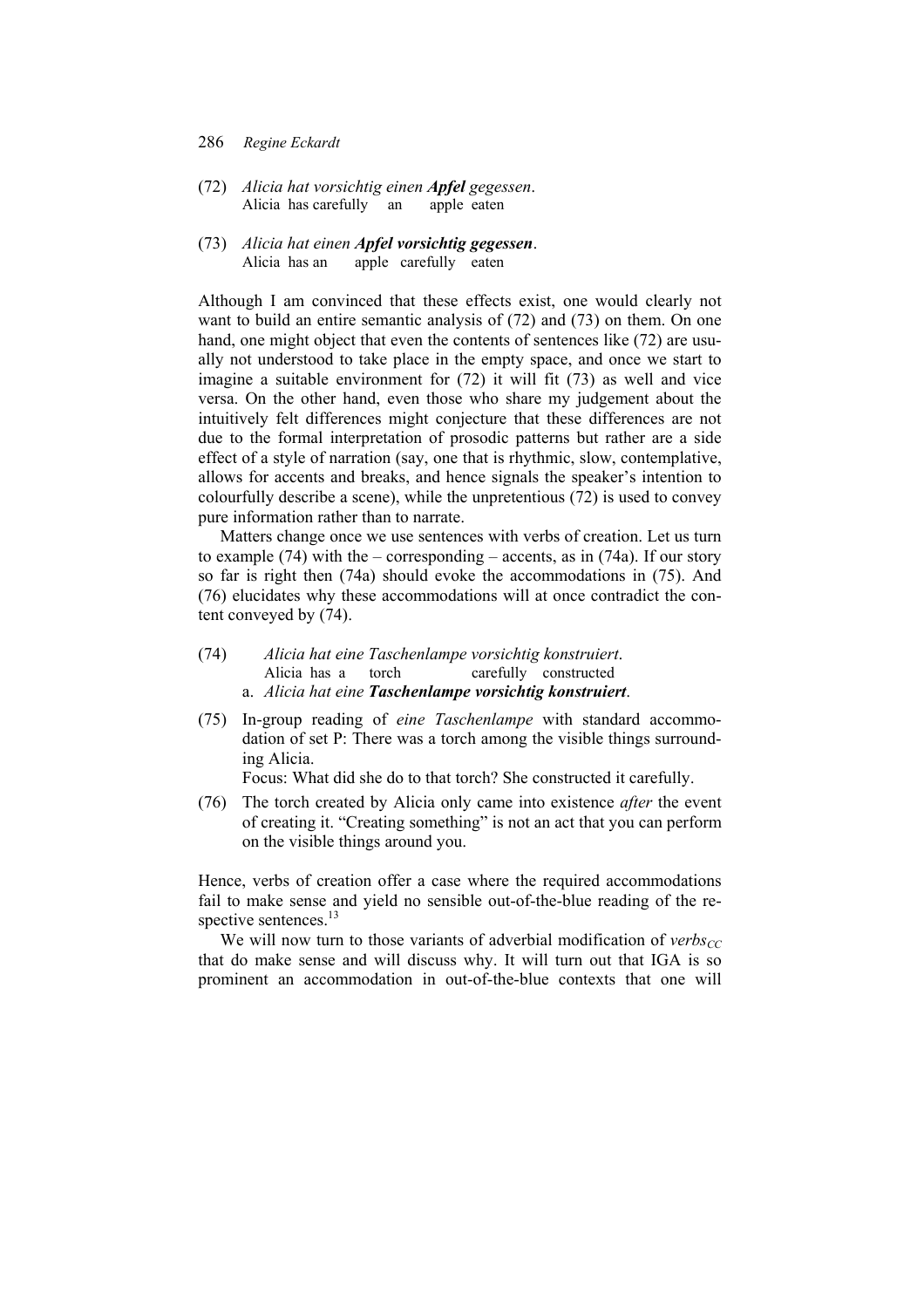(72) *Alicia hat vorsichtig einen **Apfel** gegessen*.
Alicia has carefully an apple eaten

(73) *Alicia hat einen **Apfel vorsichtig gegessen***.
Alicia has an apple carefully eaten

Although I am convinced that these effects exist, one would clearly not want to build an entire semantic analysis of (72) and (73) on them. On one hand, one might object that even the contents of sentences like (72) are usually not understood to take place in the empty space, and once we start to imagine a suitable environment for (72) it will fit (73) as well and vice versa. On the other hand, even those who share my judgement about the intuitively felt differences might conjecture that these differences are not due to the formal interpretation of prosodic patterns but rather are a side effect of a style of narration (say, one that is rhythmic, slow, contemplative, allows for accents and breaks, and hence signals the speaker's intention to colourfully describe a scene), while the unpretentious (72) is used to convey pure information rather than to narrate.

Matters change once we use sentences with verbs of creation. Let us turn to example (74) with the – corresponding – accents, as in (74a). If our story so far is right then (74a) should evoke the accommodations in (75). And (76) elucidates why these accommodations will at once contradict the content conveyed by (74).

(74) *Alicia hat eine Taschenlampe vorsichtig konstruiert*.
Alicia has a torch carefully constructed
a. *Alicia hat eine **Taschenlampe vorsichtig konstruiert***.

(75) In-group reading of *eine Taschenlampe* with standard accommodation of set P: There was a torch among the visible things surrounding Alicia.
Focus: What did she do to that torch? She constructed it carefully.

(76) The torch created by Alicia only came into existence *after* the event of creating it. "Creating something" is not an act that you can perform on the visible things around you.

Hence, verbs of creation offer a case where the required accommodations fail to make sense and yield no sensible out-of-the-blue reading of the respective sentences.[13]

We will now turn to those variants of adverbial modification of *verbs*$_{CC}$ that do make sense and will discuss why. It will turn out that IGA is so prominent an accommodation in out-of-the-blue contexts that one will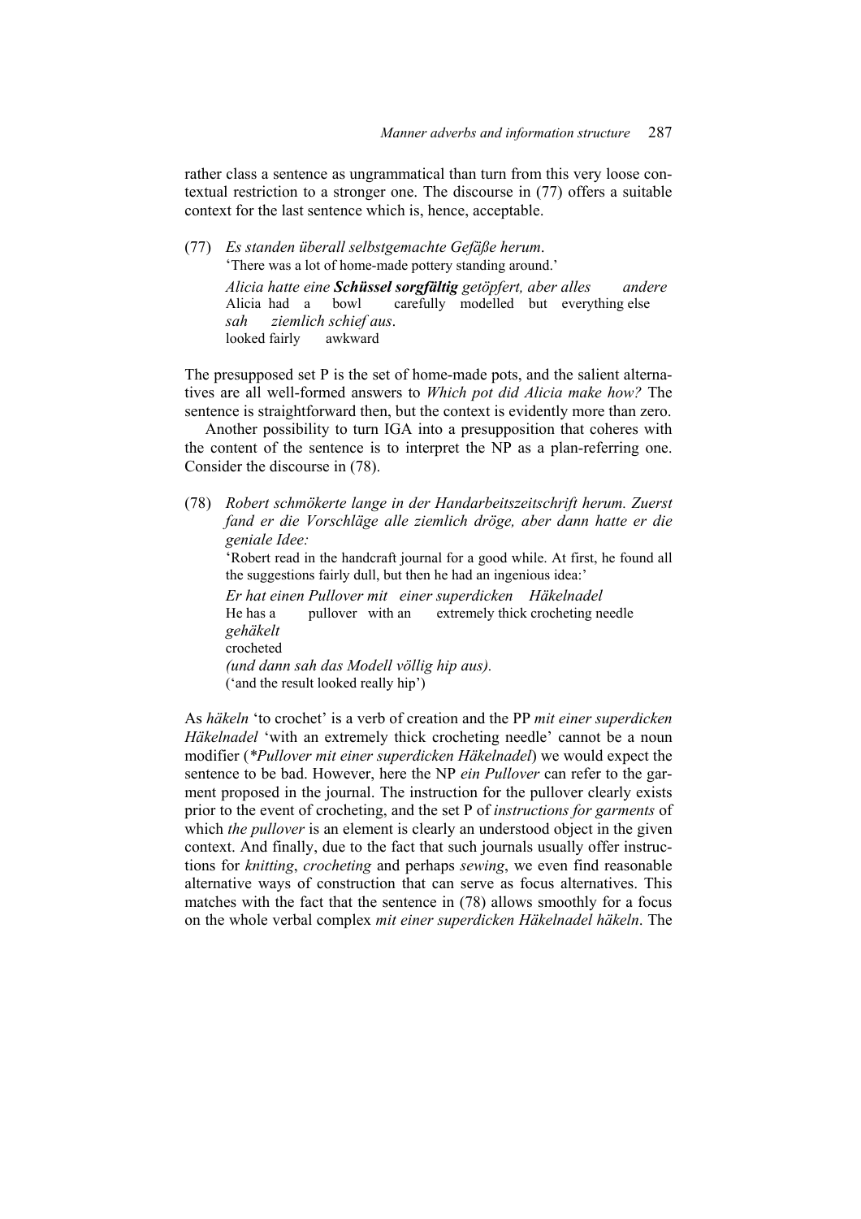rather class a sentence as ungrammatical than turn from this very loose contextual restriction to a stronger one. The discourse in (77) offers a suitable context for the last sentence which is, hence, acceptable.

(77) *Es standen überall selbstgemachte Gefäße herum.*
'There was a lot of home-made pottery standing around.'
*Alicia hatte eine* ***Schüssel sorgfältig*** *getöpfert, aber alles andere sah ziemlich schief aus.*
Alicia had a bowl carefully modelled but everything else looked fairly awkward

The presupposed set P is the set of home-made pots, and the salient alternatives are all well-formed answers to *Which pot did Alicia make how?* The sentence is straightforward then, but the context is evidently more than zero.

Another possibility to turn IGA into a presupposition that coheres with the content of the sentence is to interpret the NP as a plan-referring one. Consider the discourse in (78).

(78) *Robert schmökerte lange in der Handarbeitszeitschrift herum. Zuerst fand er die Vorschläge alle ziemlich dröge, aber dann hatte er die geniale Idee:*
'Robert read in the handcraft journal for a good while. At first, he found all the suggestions fairly dull, but then he had an ingenious idea:'
*Er hat einen Pullover mit einer superdicken Häkelnadel gehäkelt*
He has a pullover with an extremely thick crocheting needle crocheted
*(und dann sah das Modell völlig hip aus).*
('and the result looked really hip')

As *häkeln* 'to crochet' is a verb of creation and the PP *mit einer superdicken Häkelnadel* 'with an extremely thick crocheting needle' cannot be a noun modifier (*\*Pullover mit einer superdicken Häkelnadel*) we would expect the sentence to be bad. However, here the NP *ein Pullover* can refer to the garment proposed in the journal. The instruction for the pullover clearly exists prior to the event of crocheting, and the set P of *instructions for garments* of which *the pullover* is an element is clearly an understood object in the given context. And finally, due to the fact that such journals usually offer instructions for *knitting*, *crocheting* and perhaps *sewing*, we even find reasonable alternative ways of construction that can serve as focus alternatives. This matches with the fact that the sentence in (78) allows smoothly for a focus on the whole verbal complex *mit einer superdicken Häkelnadel häkeln*. The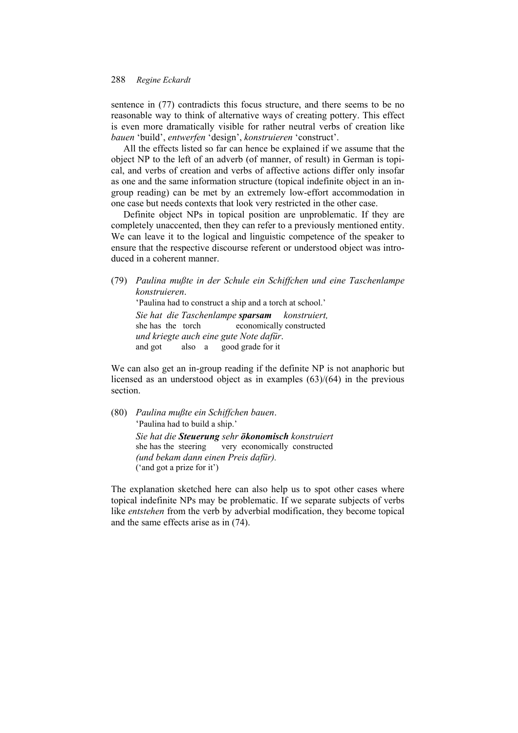sentence in (77) contradicts this focus structure, and there seems to be no reasonable way to think of alternative ways of creating pottery. This effect is even more dramatically visible for rather neutral verbs of creation like *bauen* 'build', *entwerfen* 'design', *konstruieren* 'construct'.

All the effects listed so far can hence be explained if we assume that the object NP to the left of an adverb (of manner, of result) in German is topical, and verbs of creation and verbs of affective actions differ only insofar as one and the same information structure (topical indefinite object in an in-group reading) can be met by an extremely low-effort accommodation in one case but needs contexts that look very restricted in the other case.

Definite object NPs in topical position are unproblematic. If they are completely unaccented, then they can refer to a previously mentioned entity. We can leave it to the logical and linguistic competence of the speaker to ensure that the respective discourse referent or understood object was introduced in a coherent manner.

(79) *Paulina mußte in der Schule ein Schiffchen und eine Taschenlampe konstruieren*.
'Paulina had to construct a ship and a torch at school.'
*Sie hat die Taschenlampe* ***sparsam*** *konstruiert,*
she has the torch economically constructed
*und kriegte auch eine gute Note dafür*.
and got also a good grade for it

We can also get an in-group reading if the definite NP is not anaphoric but licensed as an understood object as in examples (63)/(64) in the previous section.

(80) *Paulina mußte ein Schiffchen bauen*.
'Paulina had to build a ship.'
*Sie hat die* ***Steuerung*** *sehr* ***ökonomisch*** *konstruiert*
she has the steering very economically constructed
*(und bekam dann einen Preis dafür).*
('and got a prize for it')

The explanation sketched here can also help us to spot other cases where topical indefinite NPs may be problematic. If we separate subjects of verbs like *entstehen* from the verb by adverbial modification, they become topical and the same effects arise as in (74).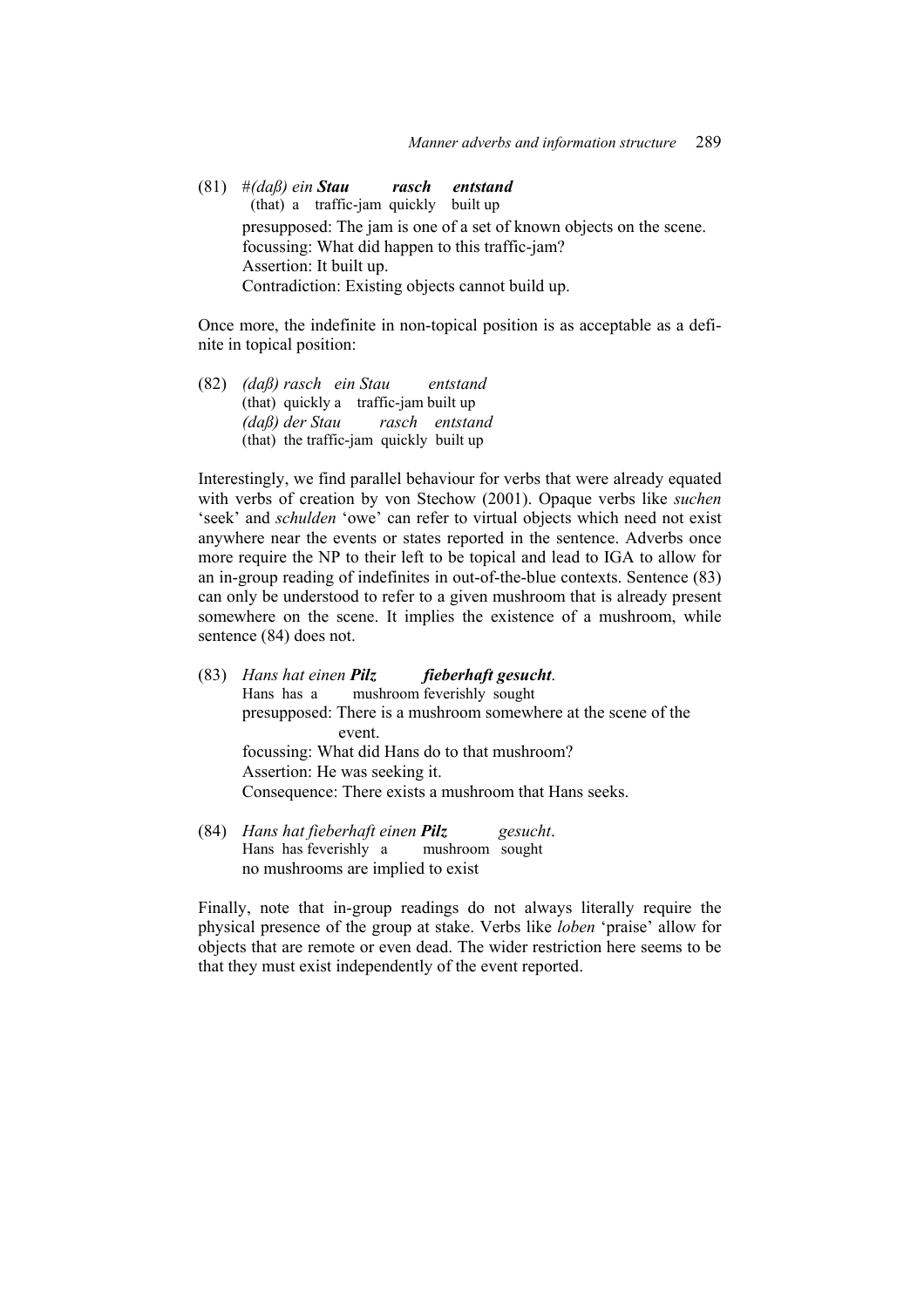(81) #*(daß) ein* ***Stau*** ***rasch*** ***entstand***
(that) a traffic-jam quickly built up
presupposed: The jam is one of a set of known objects on the scene.
focussing: What did happen to this traffic-jam?
Assertion: It built up.
Contradiction: Existing objects cannot build up.

Once more, the indefinite in non-topical position is as acceptable as a definite in topical position:

(82) *(daß) rasch ein Stau entstand*
(that) quickly a traffic-jam built up
*(daß) der Stau rasch entstand*
(that) the traffic-jam quickly built up

Interestingly, we find parallel behaviour for verbs that were already equated with verbs of creation by von Stechow (2001). Opaque verbs like *suchen* 'seek' and *schulden* 'owe' can refer to virtual objects which need not exist anywhere near the events or states reported in the sentence. Adverbs once more require the NP to their left to be topical and lead to IGA to allow for an in-group reading of indefinites in out-of-the-blue contexts. Sentence (83) can only be understood to refer to a given mushroom that is already present somewhere on the scene. It implies the existence of a mushroom, while sentence (84) does not.

(83) *Hans hat einen* ***Pilz*** ***fieberhaft gesucht****.*
Hans has a mushroom feverishly sought
presupposed: There is a mushroom somewhere at the scene of the event.
focussing: What did Hans do to that mushroom?
Assertion: He was seeking it.
Consequence: There exists a mushroom that Hans seeks.

(84) *Hans hat fieberhaft einen* ***Pilz*** *gesucht*.
Hans has feverishly a mushroom sought
no mushrooms are implied to exist

Finally, note that in-group readings do not always literally require the physical presence of the group at stake. Verbs like *loben* 'praise' allow for objects that are remote or even dead. The wider restriction here seems to be that they must exist independently of the event reported.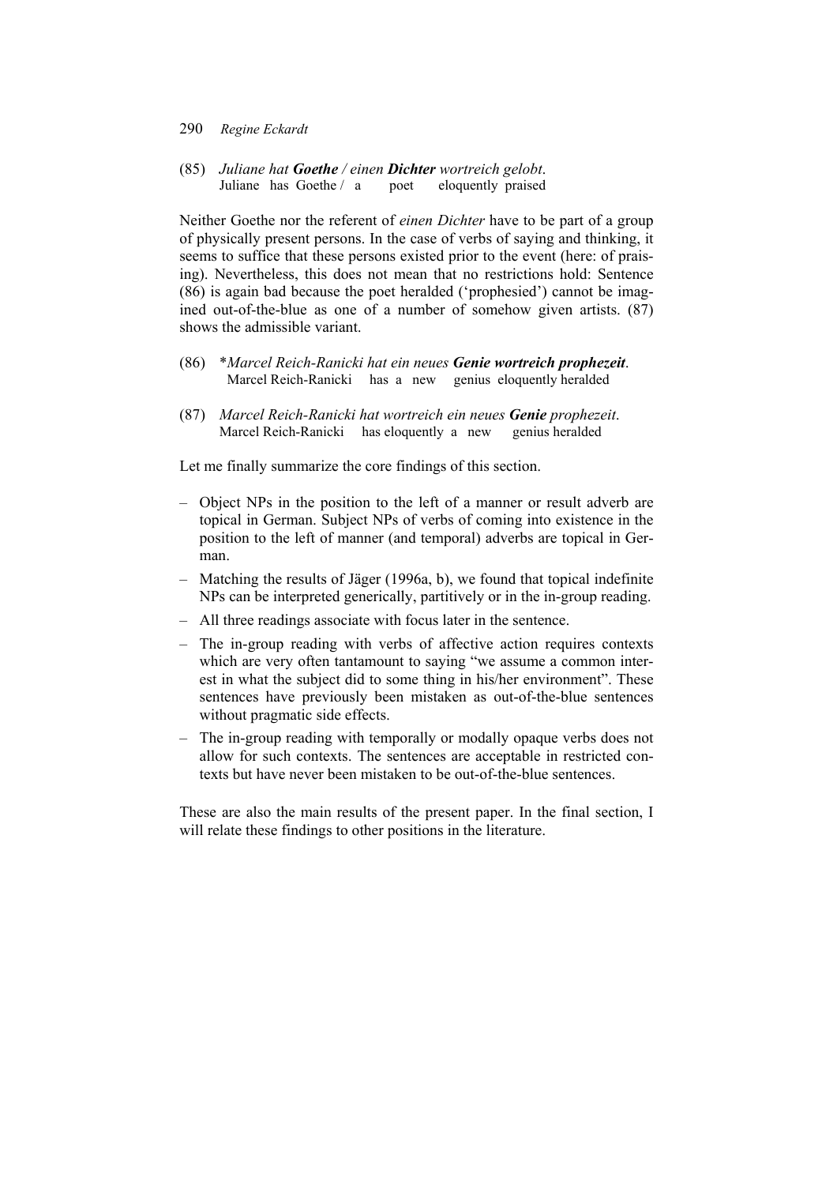(85) *Juliane hat **Goethe** / einen **Dichter** wortreich gelobt.*
Juliane has Goethe / a poet eloquently praised

Neither Goethe nor the referent of *einen Dichter* have to be part of a group of physically present persons. In the case of verbs of saying and thinking, it seems to suffice that these persons existed prior to the event (here: of praising). Nevertheless, this does not mean that no restrictions hold: Sentence (86) is again bad because the poet heralded ('prophesied') cannot be imagined out-of-the-blue as one of a number of somehow given artists. (87) shows the admissible variant.

(86) \**Marcel Reich-Ranicki hat ein neues **Genie wortreich prophezeit**.*
Marcel Reich-Ranicki has a new genius eloquently heralded

(87) *Marcel Reich-Ranicki hat wortreich ein neues **Genie** prophezeit.*
Marcel Reich-Ranicki has eloquently a new genius heralded

Let me finally summarize the core findings of this section.

- Object NPs in the position to the left of a manner or result adverb are topical in German. Subject NPs of verbs of coming into existence in the position to the left of manner (and temporal) adverbs are topical in German.
- Matching the results of Jäger (1996a, b), we found that topical indefinite NPs can be interpreted generically, partitively or in the in-group reading.
- All three readings associate with focus later in the sentence.
- The in-group reading with verbs of affective action requires contexts which are very often tantamount to saying "we assume a common interest in what the subject did to some thing in his/her environment". These sentences have previously been mistaken as out-of-the-blue sentences without pragmatic side effects.
- The in-group reading with temporally or modally opaque verbs does not allow for such contexts. The sentences are acceptable in restricted contexts but have never been mistaken to be out-of-the-blue sentences.

These are also the main results of the present paper. In the final section, I will relate these findings to other positions in the literature.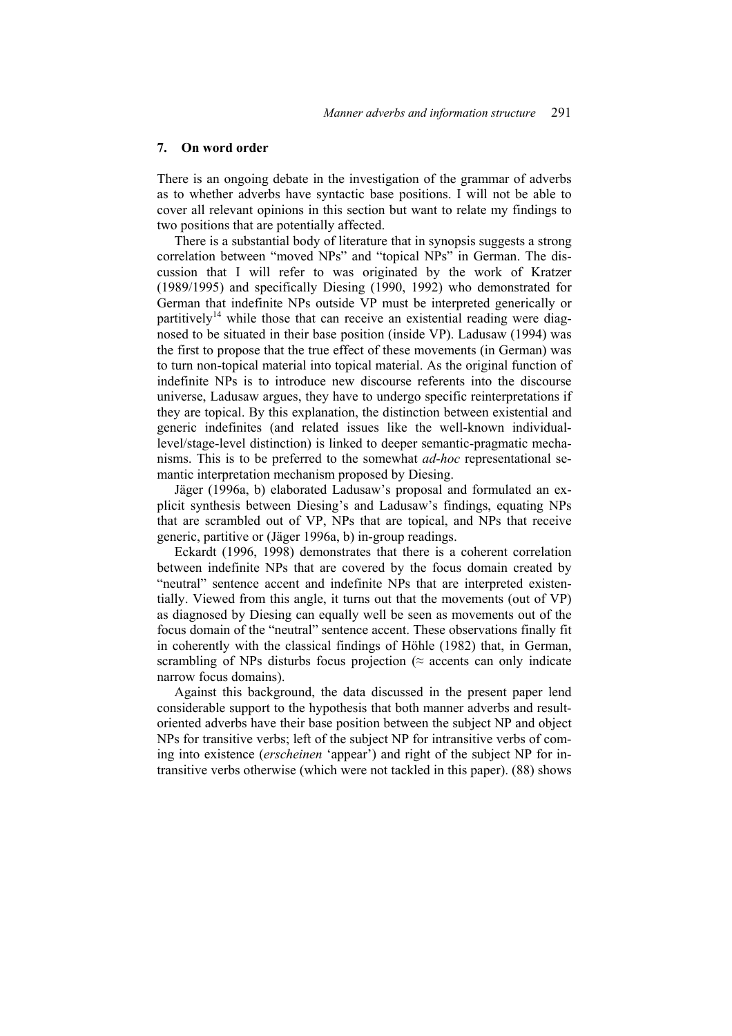## 7. On word order

There is an ongoing debate in the investigation of the grammar of adverbs as to whether adverbs have syntactic base positions. I will not be able to cover all relevant opinions in this section but want to relate my findings to two positions that are potentially affected.

There is a substantial body of literature that in synopsis suggests a strong correlation between "moved NPs" and "topical NPs" in German. The discussion that I will refer to was originated by the work of Kratzer (1989/1995) and specifically Diesing (1990, 1992) who demonstrated for German that indefinite NPs outside VP must be interpreted generically or partitively[14] while those that can receive an existential reading were diagnosed to be situated in their base position (inside VP). Ladusaw (1994) was the first to propose that the true effect of these movements (in German) was to turn non-topical material into topical material. As the original function of indefinite NPs is to introduce new discourse referents into the discourse universe, Ladusaw argues, they have to undergo specific reinterpretations if they are topical. By this explanation, the distinction between existential and generic indefinites (and related issues like the well-known individual-level/stage-level distinction) is linked to deeper semantic-pragmatic mechanisms. This is to be preferred to the somewhat *ad-hoc* representational semantic interpretation mechanism proposed by Diesing.

Jäger (1996a, b) elaborated Ladusaw's proposal and formulated an explicit synthesis between Diesing's and Ladusaw's findings, equating NPs that are scrambled out of VP, NPs that are topical, and NPs that receive generic, partitive or (Jäger 1996a, b) in-group readings.

Eckardt (1996, 1998) demonstrates that there is a coherent correlation between indefinite NPs that are covered by the focus domain created by "neutral" sentence accent and indefinite NPs that are interpreted existentially. Viewed from this angle, it turns out that the movements (out of VP) as diagnosed by Diesing can equally well be seen as movements out of the focus domain of the "neutral" sentence accent. These observations finally fit in coherently with the classical findings of Höhle (1982) that, in German, scrambling of NPs disturbs focus projection (≈ accents can only indicate narrow focus domains).

Against this background, the data discussed in the present paper lend considerable support to the hypothesis that both manner adverbs and result-oriented adverbs have their base position between the subject NP and object NPs for transitive verbs; left of the subject NP for intransitive verbs of coming into existence (*erscheinen* 'appear') and right of the subject NP for intransitive verbs otherwise (which were not tackled in this paper). (88) shows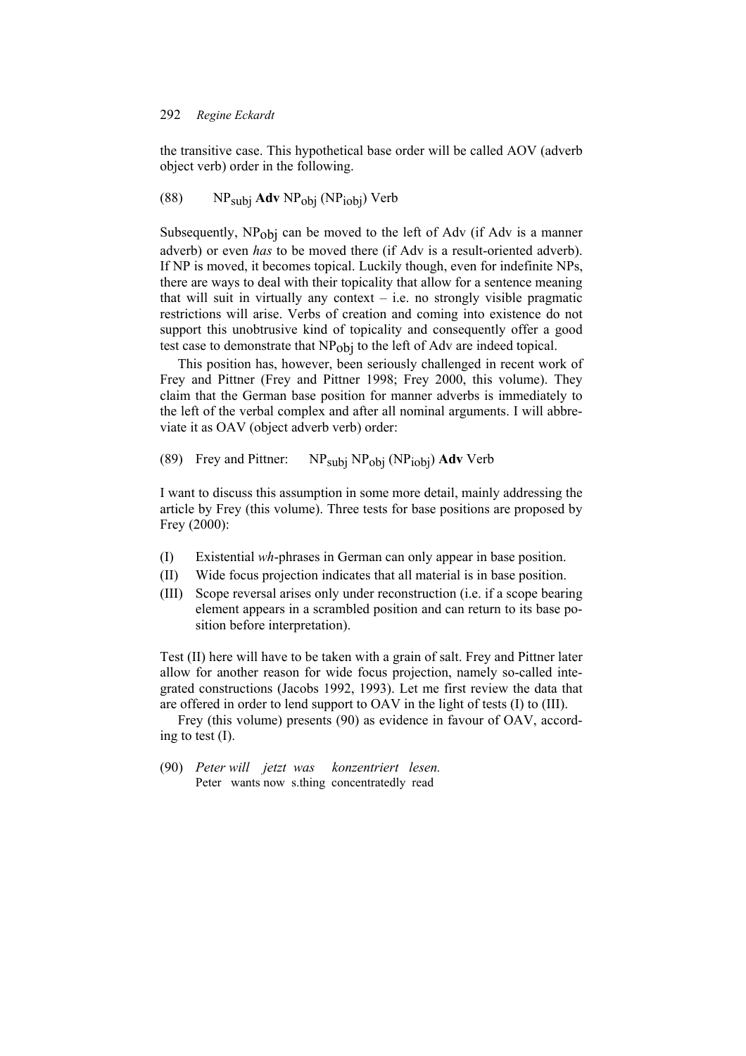the transitive case. This hypothetical base order will be called AOV (adverb object verb) order in the following.

(88) $NP_{subj}$ **Adv** $NP_{obj}$ ($NP_{iobj}$) Verb

Subsequently, $NP_{obj}$ can be moved to the left of Adv (if Adv is a manner adverb) or even *has* to be moved there (if Adv is a result-oriented adverb). If NP is moved, it becomes topical. Luckily though, even for indefinite NPs, there are ways to deal with their topicality that allow for a sentence meaning that will suit in virtually any context – i.e. no strongly visible pragmatic restrictions will arise. Verbs of creation and coming into existence do not support this unobtrusive kind of topicality and consequently offer a good test case to demonstrate that $NP_{obj}$ to the left of Adv are indeed topical.

This position has, however, been seriously challenged in recent work of Frey and Pittner (Frey and Pittner 1998; Frey 2000, this volume). They claim that the German base position for manner adverbs is immediately to the left of the verbal complex and after all nominal arguments. I will abbreviate it as OAV (object adverb verb) order:

(89) Frey and Pittner: $NP_{subj}$ $NP_{obj}$ ($NP_{iobj}$) **Adv** Verb

I want to discuss this assumption in some more detail, mainly addressing the article by Frey (this volume). Three tests for base positions are proposed by Frey (2000):

(I) Existential *wh*-phrases in German can only appear in base position.
(II) Wide focus projection indicates that all material is in base position.
(III) Scope reversal arises only under reconstruction (i.e. if a scope bearing element appears in a scrambled position and can return to its base position before interpretation).

Test (II) here will have to be taken with a grain of salt. Frey and Pittner later allow for another reason for wide focus projection, namely so-called integrated constructions (Jacobs 1992, 1993). Let me first review the data that are offered in order to lend support to OAV in the light of tests (I) to (III).

Frey (this volume) presents (90) as evidence in favour of OAV, according to test (I).

(90) *Peter will jetzt was konzentriert lesen.*
Peter wants now s.thing concentratedly read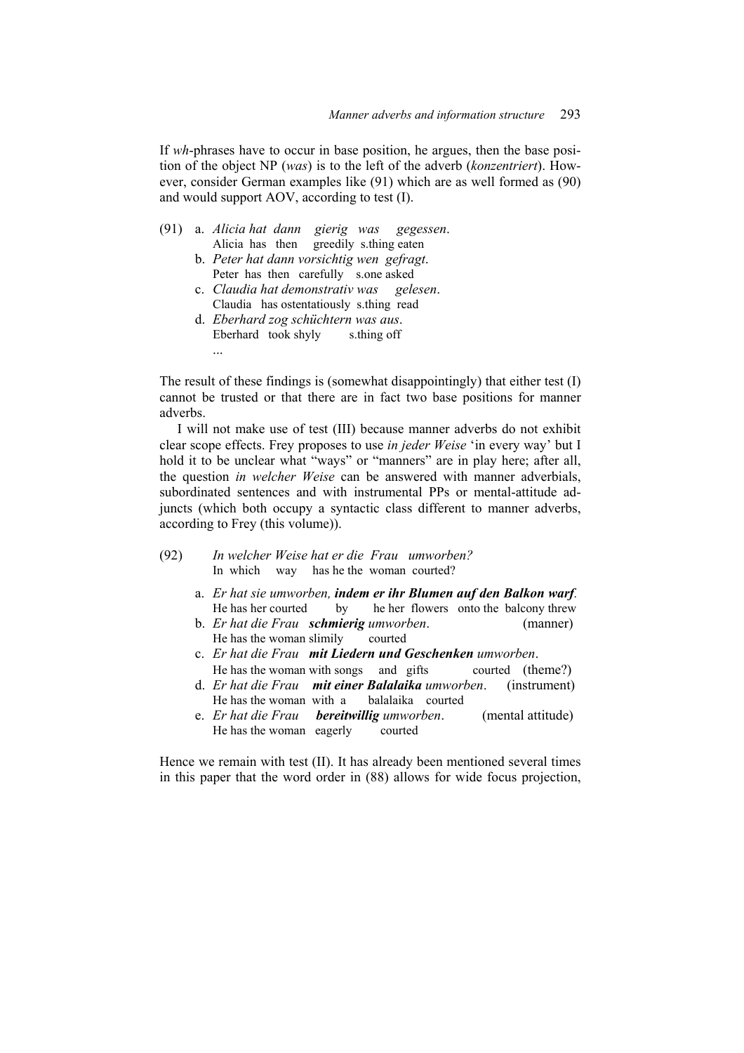If *wh*-phrases have to occur in base position, he argues, then the base position of the object NP (*was*) is to the left of the adverb (*konzentriert*). However, consider German examples like (91) which are as well formed as (90) and would support AOV, according to test (I).

(91) a. *Alicia hat dann gierig was gegessen*.
   Alicia has then greedily s.thing eaten
  b. *Peter hat dann vorsichtig wen gefragt*.
   Peter has then carefully s.one asked
  c. *Claudia hat demonstrativ was gelesen*.
   Claudia has ostentatiously s.thing read
  d. *Eberhard zog schüchtern was aus*.
   Eberhard took shyly s.thing off
   ...

The result of these findings is (somewhat disappointingly) that either test (I) cannot be trusted or that there are in fact two base positions for manner adverbs.

I will not make use of test (III) because manner adverbs do not exhibit clear scope effects. Frey proposes to use *in jeder Weise* 'in every way' but I hold it to be unclear what "ways" or "manners" are in play here; after all, the question *in welcher Weise* can be answered with manner adverbials, subordinated sentences and with instrumental PPs or mental-attitude adjuncts (which both occupy a syntactic class different to manner adverbs, according to Frey (this volume)).

(92) *In welcher Weise hat er die Frau umworben?*
   In which way has he the woman courted?

  a. *Er hat sie umworben, **indem er ihr Blumen auf den Balkon warf**.*
   He has her courted by he her flowers onto the balcony threw
  b. *Er hat die Frau **schmierig** umworben*. (manner)
   He has the woman slimily courted
  c. *Er hat die Frau **mit Liedern und Geschenken** umworben*.
   He has the woman with songs and gifts courted (theme?)
  d. *Er hat die Frau **mit einer Balalaika** umworben*. (instrument)
   He has the woman with a balalaika courted
  e. *Er hat die Frau **bereitwillig** umworben*. (mental attitude)
   He has the woman eagerly courted

Hence we remain with test (II). It has already been mentioned several times in this paper that the word order in (88) allows for wide focus projection,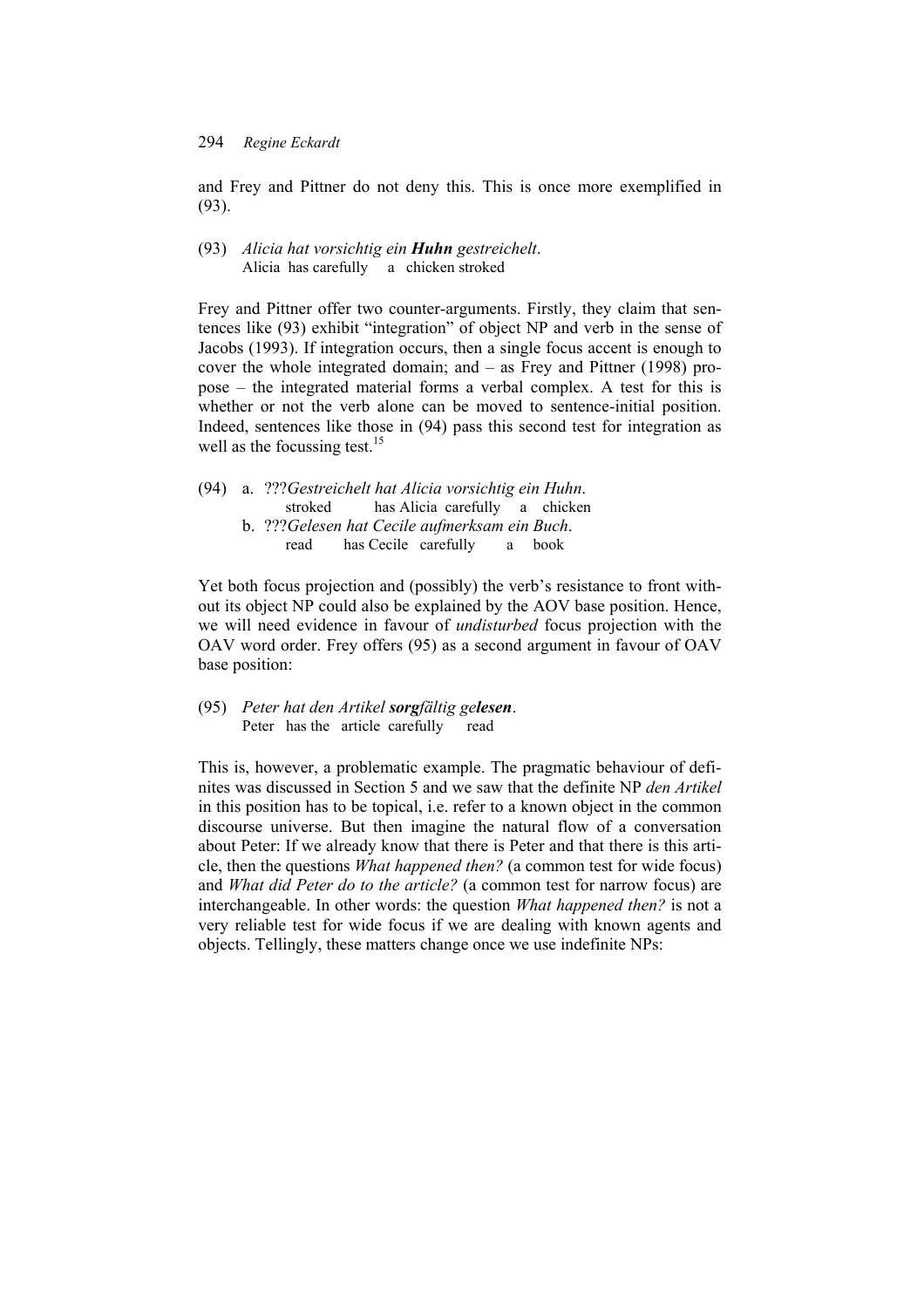and Frey and Pittner do not deny this. This is once more exemplified in (93).

(93) *Alicia hat vorsichtig ein **Huhn** gestreichelt.*
Alicia has carefully a chicken stroked

Frey and Pittner offer two counter-arguments. Firstly, they claim that sentences like (93) exhibit "integration" of object NP and verb in the sense of Jacobs (1993). If integration occurs, then a single focus accent is enough to cover the whole integrated domain; and – as Frey and Pittner (1998) propose – the integrated material forms a verbal complex. A test for this is whether or not the verb alone can be moved to sentence-initial position. Indeed, sentences like those in (94) pass this second test for integration as well as the focussing test.[15]

(94) a. ???*Gestreichelt hat Alicia vorsichtig ein Huhn.*
stroked has Alicia carefully a chicken
b. ???*Gelesen hat Cecile aufmerksam ein Buch.*
read has Cecile carefully a book

Yet both focus projection and (possibly) the verb's resistance to front without its object NP could also be explained by the AOV base position. Hence, we will need evidence in favour of *undisturbed* focus projection with the OAV word order. Frey offers (95) as a second argument in favour of OAV base position:

(95) *Peter hat den Artikel **sorg**fältig ge**lesen**.*
Peter has the article carefully read

This is, however, a problematic example. The pragmatic behaviour of definites was discussed in Section 5 and we saw that the definite NP *den Artikel* in this position has to be topical, i.e. refer to a known object in the common discourse universe. But then imagine the natural flow of a conversation about Peter: If we already know that there is Peter and that there is this article, then the questions *What happened then?* (a common test for wide focus) and *What did Peter do to the article?* (a common test for narrow focus) are interchangeable. In other words: the question *What happened then?* is not a very reliable test for wide focus if we are dealing with known agents and objects. Tellingly, these matters change once we use indefinite NPs: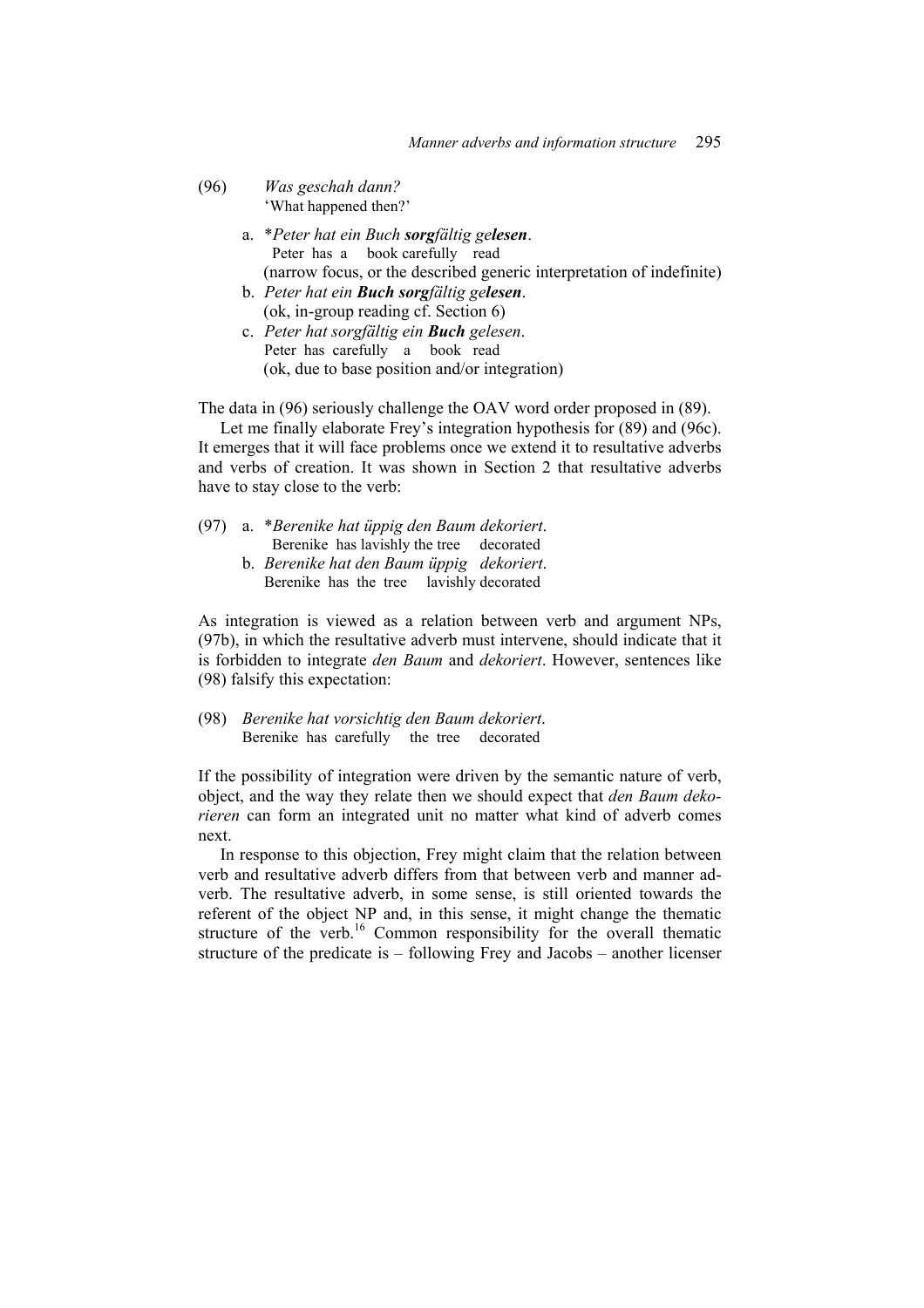(96) *Was geschah dann?*
'What happened then?'

a. \**Peter hat ein Buch* ***sorg****fältig ge****lesen****.*
Peter has a book carefully read
(narrow focus, or the described generic interpretation of indefinite)

b. *Peter hat ein* ***Buch sorg****fältig ge****lesen****.*
(ok, in-group reading cf. Section 6)

c. *Peter hat sorgfältig ein* ***Buch*** *gelesen.*
Peter has carefully a book read
(ok, due to base position and/or integration)

The data in (96) seriously challenge the OAV word order proposed in (89).

Let me finally elaborate Frey's integration hypothesis for (89) and (96c). It emerges that it will face problems once we extend it to resultative adverbs and verbs of creation. It was shown in Section 2 that resultative adverbs have to stay close to the verb:

(97) a. \**Berenike hat üppig den Baum dekoriert.*
Berenike has lavishly the tree decorated

b. *Berenike hat den Baum üppig dekoriert.*
Berenike has the tree lavishly decorated

As integration is viewed as a relation between verb and argument NPs, (97b), in which the resultative adverb must intervene, should indicate that it is forbidden to integrate *den Baum* and *dekoriert*. However, sentences like (98) falsify this expectation:

(98) *Berenike hat vorsichtig den Baum dekoriert.*
Berenike has carefully the tree decorated

If the possibility of integration were driven by the semantic nature of verb, object, and the way they relate then we should expect that *den Baum dekorieren* can form an integrated unit no matter what kind of adverb comes next.

In response to this objection, Frey might claim that the relation between verb and resultative adverb differs from that between verb and manner adverb. The resultative adverb, in some sense, is still oriented towards the referent of the object NP and, in this sense, it might change the thematic structure of the verb.[16] Common responsibility for the overall thematic structure of the predicate is – following Frey and Jacobs – another licenser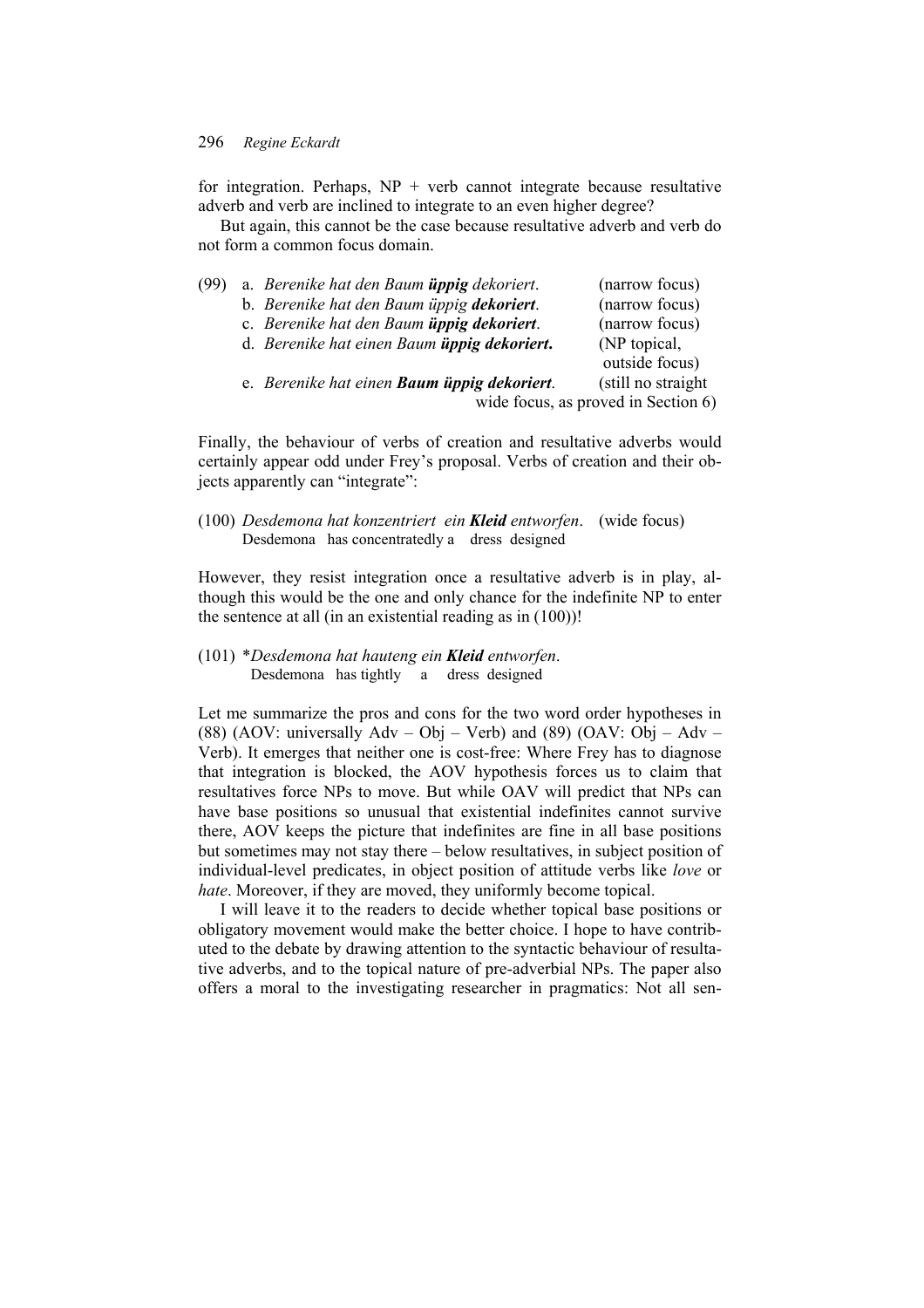for integration. Perhaps, NP + verb cannot integrate because resultative adverb and verb are inclined to integrate to an even higher degree?

But again, this cannot be the case because resultative adverb and verb do not form a common focus domain.

(99) a. *Berenike hat den Baum* ***üppig*** *dekoriert*. (narrow focus)
b. *Berenike hat den Baum üppig* ***dekoriert***. (narrow focus)
c. *Berenike hat den Baum* ***üppig dekoriert***. (narrow focus)
d. *Berenike hat einen Baum* ***üppig dekoriert*****.** (NP topical, outside focus)
e. *Berenike hat einen* ***Baum üppig dekoriert***. (still no straight wide focus, as proved in Section 6)

Finally, the behaviour of verbs of creation and resultative adverbs would certainly appear odd under Frey's proposal. Verbs of creation and their objects apparently can "integrate":

(100) *Desdemona hat konzentriert ein* ***Kleid*** *entworfen*. (wide focus)
Desdemona has concentratedly a dress designed

However, they resist integration once a resultative adverb is in play, although this would be the one and only chance for the indefinite NP to enter the sentence at all (in an existential reading as in (100))!

(101) \**Desdemona hat hauteng ein* ***Kleid*** *entworfen*.
Desdemona has tightly a dress designed

Let me summarize the pros and cons for the two word order hypotheses in (88) (AOV: universally Adv – Obj – Verb) and (89) (OAV: Obj – Adv – Verb). It emerges that neither one is cost-free: Where Frey has to diagnose that integration is blocked, the AOV hypothesis forces us to claim that resultatives force NPs to move. But while OAV will predict that NPs can have base positions so unusual that existential indefinites cannot survive there, AOV keeps the picture that indefinites are fine in all base positions but sometimes may not stay there – below resultatives, in subject position of individual-level predicates, in object position of attitude verbs like *love* or *hate*. Moreover, if they are moved, they uniformly become topical.

I will leave it to the readers to decide whether topical base positions or obligatory movement would make the better choice. I hope to have contributed to the debate by drawing attention to the syntactic behaviour of resultative adverbs, and to the topical nature of pre-adverbial NPs. The paper also offers a moral to the investigating researcher in pragmatics: Not all sen-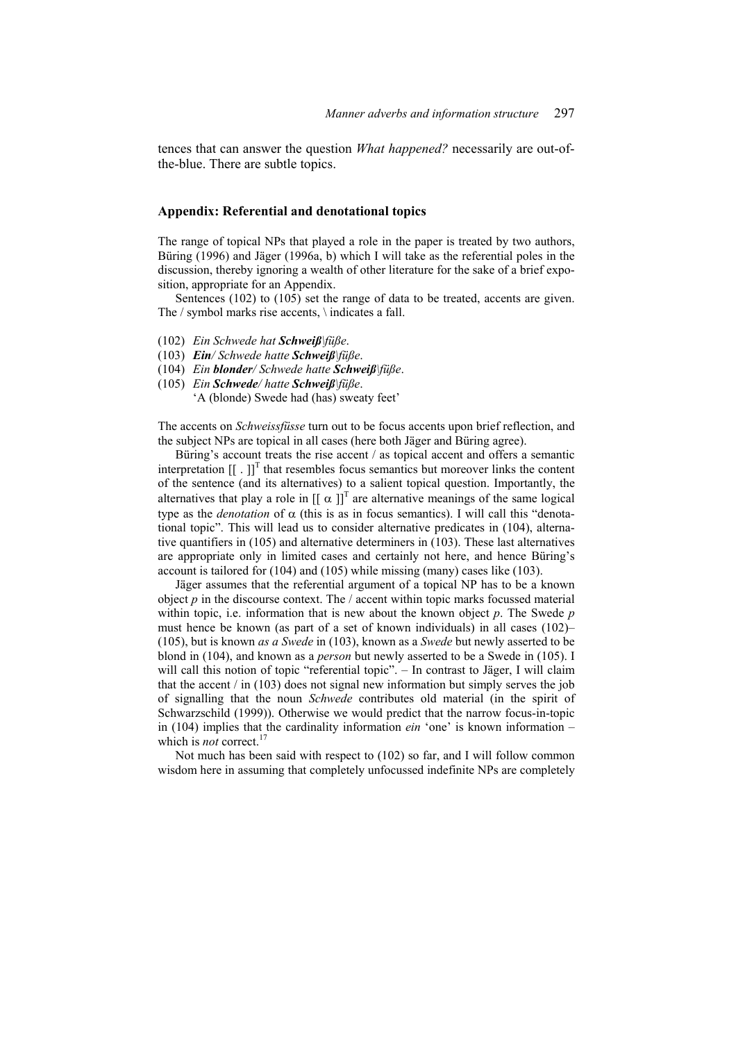tences that can answer the question *What happened?* necessarily are out-of-the-blue. There are subtle topics.

## Appendix: Referential and denotational topics

The range of topical NPs that played a role in the paper is treated by two authors, Büring (1996) and Jäger (1996a, b) which I will take as the referential poles in the discussion, thereby ignoring a wealth of other literature for the sake of a brief exposition, appropriate for an Appendix.

Sentences (102) to (105) set the range of data to be treated, accents are given. The / symbol marks rise accents, \ indicates a fall.

(102) *Ein Schwede hat* ***Schweiß****\füße*.
(103) ***Ein****/ Schwede hatte* ***Schweiß****\füße*.
(104) *Ein* ***blonder****/ Schwede hatte* ***Schweiß****\füße*.
(105) *Ein* ***Schwede****/ hatte* ***Schweiß****\füße*.
'A (blonde) Swede had (has) sweaty feet'

The accents on *Schweissfüsse* turn out to be focus accents upon brief reflection, and the subject NPs are topical in all cases (here both Jäger and Büring agree).

Büring's account treats the rise accent / as topical accent and offers a semantic interpretation $[[\ .\ ]]^{T}$ that resembles focus semantics but moreover links the content of the sentence (and its alternatives) to a salient topical question. Importantly, the alternatives that play a role in $[[\ \alpha\ ]]^{T}$ are alternative meanings of the same logical type as the *denotation* of $\alpha$ (this is as in focus semantics). I will call this "denotational topic". This will lead us to consider alternative predicates in (104), alternative quantifiers in (105) and alternative determiners in (103). These last alternatives are appropriate only in limited cases and certainly not here, and hence Büring's account is tailored for (104) and (105) while missing (many) cases like (103).

Jäger assumes that the referential argument of a topical NP has to be a known object $p$ in the discourse context. The / accent within topic marks focussed material within topic, i.e. information that is new about the known object $p$. The Swede $p$ must hence be known (as part of a set of known individuals) in all cases (102)–(105), but is known *as a Swede* in (103), known as a *Swede* but newly asserted to be blond in (104), and known as a *person* but newly asserted to be a Swede in (105). I will call this notion of topic "referential topic". – In contrast to Jäger, I will claim that the accent / in (103) does not signal new information but simply serves the job of signalling that the noun *Schwede* contributes old material (in the spirit of Schwarzschild (1999)). Otherwise we would predict that the narrow focus-in-topic in (104) implies that the cardinality information *ein* 'one' is known information – which is *not* correct.[17]

Not much has been said with respect to (102) so far, and I will follow common wisdom here in assuming that completely unfocussed indefinite NPs are completely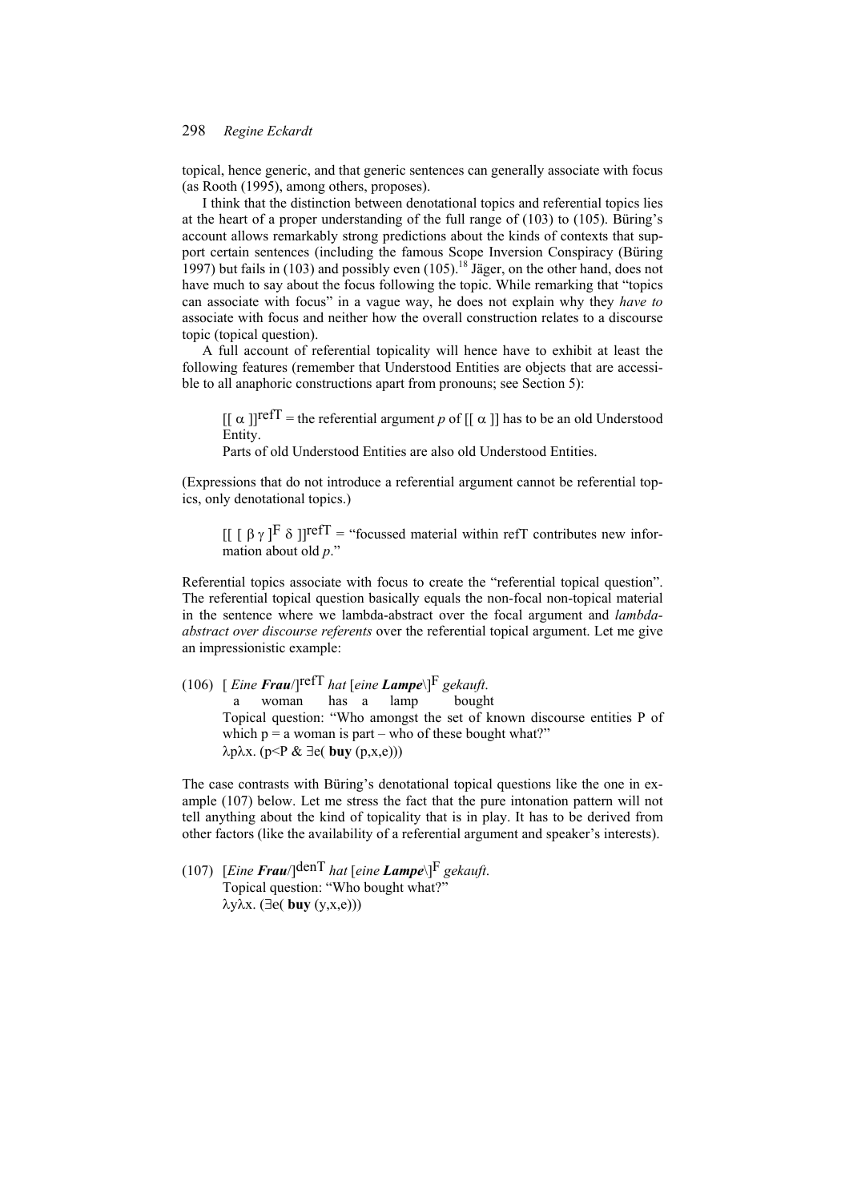topical, hence generic, and that generic sentences can generally associate with focus (as Rooth (1995), among others, proposes).

I think that the distinction between denotational topics and referential topics lies at the heart of a proper understanding of the full range of (103) to (105). Büring's account allows remarkably strong predictions about the kinds of contexts that support certain sentences (including the famous Scope Inversion Conspiracy (Büring 1997) but fails in (103) and possibly even (105).[18] Jäger, on the other hand, does not have much to say about the focus following the topic. While remarking that "topics can associate with focus" in a vague way, he does not explain why they *have to* associate with focus and neither how the overall construction relates to a discourse topic (topical question).

A full account of referential topicality will hence have to exhibit at least the following features (remember that Understood Entities are objects that are accessible to all anaphoric constructions apart from pronouns; see Section 5):

> $[[\ \alpha\ ]]^{\mathrm{refT}}$ = the referential argument *p* of $[[\ \alpha\ ]]$ has to be an old Understood Entity.
>
> Parts of old Understood Entities are also old Understood Entities.

(Expressions that do not introduce a referential argument cannot be referential topics, only denotational topics.)

> $[[\ [\ \beta\ \gamma\ ]^{F}\ \delta\ ]]^{\mathrm{refT}}$ = "focussed material within refT contributes new information about old *p*."

Referential topics associate with focus to create the "referential topical question". The referential topical question basically equals the non-focal non-topical material in the sentence where we lambda-abstract over the focal argument and *lambda-abstract over discourse referents* over the referential topical argument. Let me give an impressionistic example:

(106) [ *Eine **Frau**/*]$^{\mathrm{refT}}$ *hat* [*eine **Lampe**\*]$^{F}$ *gekauft.*
 a woman has a lamp bought
 Topical question: "Who amongst the set of known discourse entities P of which p = a woman is part – who of these bought what?"
 $\lambda p \lambda x.\ (p{<}P\ \&\ \exists e(\ \mathbf{buy}\ (p,x,e)))$

The case contrasts with Büring's denotational topical questions like the one in example (107) below. Let me stress the fact that the pure intonation pattern will not tell anything about the kind of topicality that is in play. It has to be derived from other factors (like the availability of a referential argument and speaker's interests).

(107) [*Eine **Frau**/*]$^{\mathrm{denT}}$ *hat* [*eine **Lampe**\*]$^{F}$ *gekauft.*
 Topical question: "Who bought what?"
 $\lambda y \lambda x.\ (\exists e(\ \mathbf{buy}\ (y,x,e)))$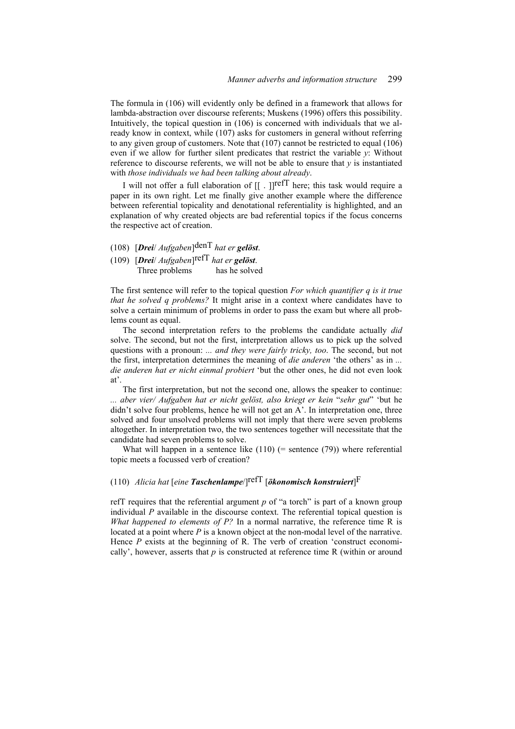The formula in (106) will evidently only be defined in a framework that allows for lambda-abstraction over discourse referents; Muskens (1996) offers this possibility. Intuitively, the topical question in (106) is concerned with individuals that we already know in context, while (107) asks for customers in general without referring to any given group of customers. Note that (107) cannot be restricted to equal (106) even if we allow for further silent predicates that restrict the variable *y*: Without reference to discourse referents, we will not be able to ensure that *y* is instantiated with *those individuals we had been talking about already*.

I will not offer a full elaboration of $[[\ .\ ]]^{\text{refT}}$ here; this task would require a paper in its own right. Let me finally give another example where the difference between referential topicality and denotational referentiality is highlighted, and an explanation of why created objects are bad referential topics if the focus concerns the respective act of creation.

(108) [***Drei***/ *Aufgaben*]$^{\text{denT}}$ *hat er* ***gelöst***.

(109) [***Drei***/ *Aufgaben*]$^{\text{refT}}$ *hat er* ***gelöst***.
  Three problems  has he solved

The first sentence will refer to the topical question *For which quantifier q is it true that he solved q problems?* It might arise in a context where candidates have to solve a certain minimum of problems in order to pass the exam but where all problems count as equal.

The second interpretation refers to the problems the candidate actually *did* solve. The second, but not the first, interpretation allows us to pick up the solved questions with a pronoun: *... and they were fairly tricky, too*. The second, but not the first, interpretation determines the meaning of *die anderen* 'the others' as in *... die anderen hat er nicht einmal probiert* 'but the other ones, he did not even look at'.

The first interpretation, but not the second one, allows the speaker to continue: *... aber vier/ Aufgaben hat er nicht gelöst, also kriegt er kein* "*sehr gut*" 'but he didn't solve four problems, hence he will not get an A'. In interpretation one, three solved and four unsolved problems will not imply that there were seven problems altogether. In interpretation two, the two sentences together will necessitate that the candidate had seven problems to solve.

What will happen in a sentence like (110) (= sentence (79)) where referential topic meets a focussed verb of creation?

(110) *Alicia hat* [*eine* ***Taschenlampe***/]$^{\text{refT}}$ [***ökonomisch konstruiert***]$^{\text{F}}$

refT requires that the referential argument *p* of "a torch" is part of a known group individual *P* available in the discourse context. The referential topical question is *What happened to elements of P?* In a normal narrative, the reference time R is located at a point where *P* is a known object at the non-modal level of the narrative. Hence *P* exists at the beginning of R. The verb of creation 'construct economically', however, asserts that *p* is constructed at reference time R (within or around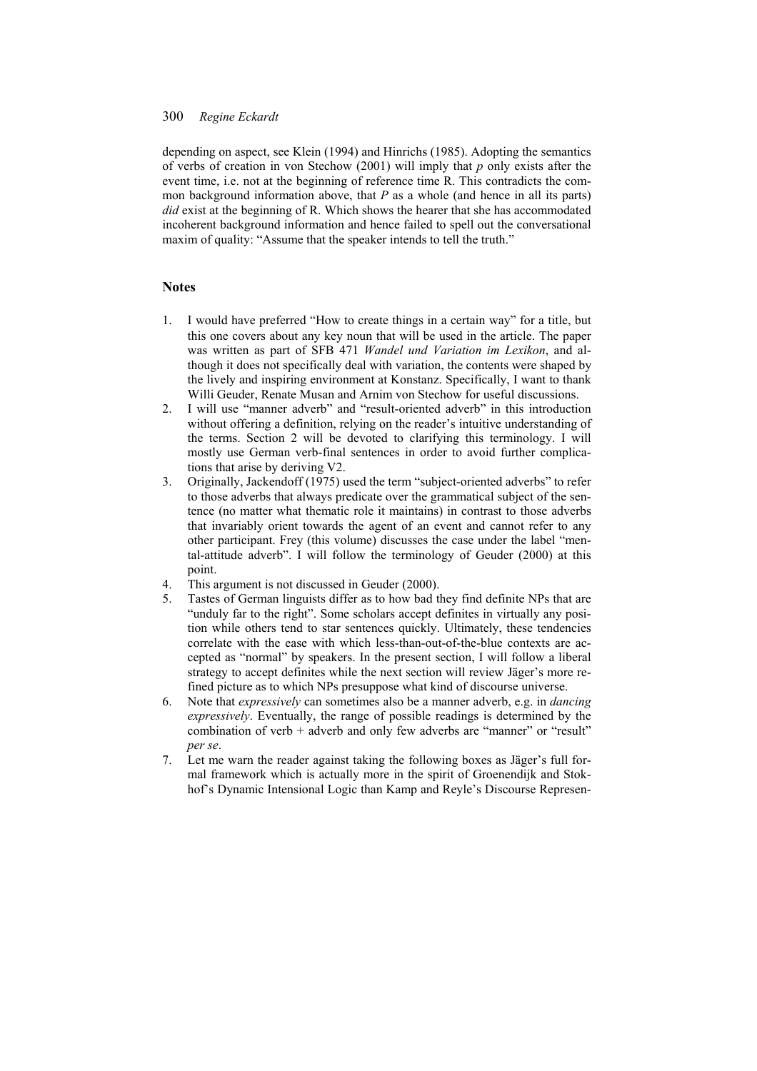depending on aspect, see Klein (1994) and Hinrichs (1985). Adopting the semantics of verbs of creation in von Stechow (2001) will imply that $p$ only exists after the event time, i.e. not at the beginning of reference time R. This contradicts the common background information above, that $P$ as a whole (and hence in all its parts) *did* exist at the beginning of R. Which shows the hearer that she has accommodated incoherent background information and hence failed to spell out the conversational maxim of quality: "Assume that the speaker intends to tell the truth."

## Notes

1. I would have preferred "How to create things in a certain way" for a title, but this one covers about any key noun that will be used in the article. The paper was written as part of SFB 471 *Wandel und Variation im Lexikon*, and although it does not specifically deal with variation, the contents were shaped by the lively and inspiring environment at Konstanz. Specifically, I want to thank Willi Geuder, Renate Musan and Arnim von Stechow for useful discussions.
2. I will use "manner adverb" and "result-oriented adverb" in this introduction without offering a definition, relying on the reader's intuitive understanding of the terms. Section 2 will be devoted to clarifying this terminology. I will mostly use German verb-final sentences in order to avoid further complications that arise by deriving V2.
3. Originally, Jackendoff (1975) used the term "subject-oriented adverbs" to refer to those adverbs that always predicate over the grammatical subject of the sentence (no matter what thematic role it maintains) in contrast to those adverbs that invariably orient towards the agent of an event and cannot refer to any other participant. Frey (this volume) discusses the case under the label "mental-attitude adverb". I will follow the terminology of Geuder (2000) at this point.
4. This argument is not discussed in Geuder (2000).
5. Tastes of German linguists differ as to how bad they find definite NPs that are "unduly far to the right". Some scholars accept definites in virtually any position while others tend to star sentences quickly. Ultimately, these tendencies correlate with the ease with which less-than-out-of-the-blue contexts are accepted as "normal" by speakers. In the present section, I will follow a liberal strategy to accept definites while the next section will review Jäger's more refined picture as to which NPs presuppose what kind of discourse universe.
6. Note that *expressively* can sometimes also be a manner adverb, e.g. in *dancing expressively*. Eventually, the range of possible readings is determined by the combination of verb + adverb and only few adverbs are "manner" or "result" *per se*.
7. Let me warn the reader against taking the following boxes as Jäger's full formal framework which is actually more in the spirit of Groenendijk and Stokhof's Dynamic Intensional Logic than Kamp and Reyle's Discourse Represen-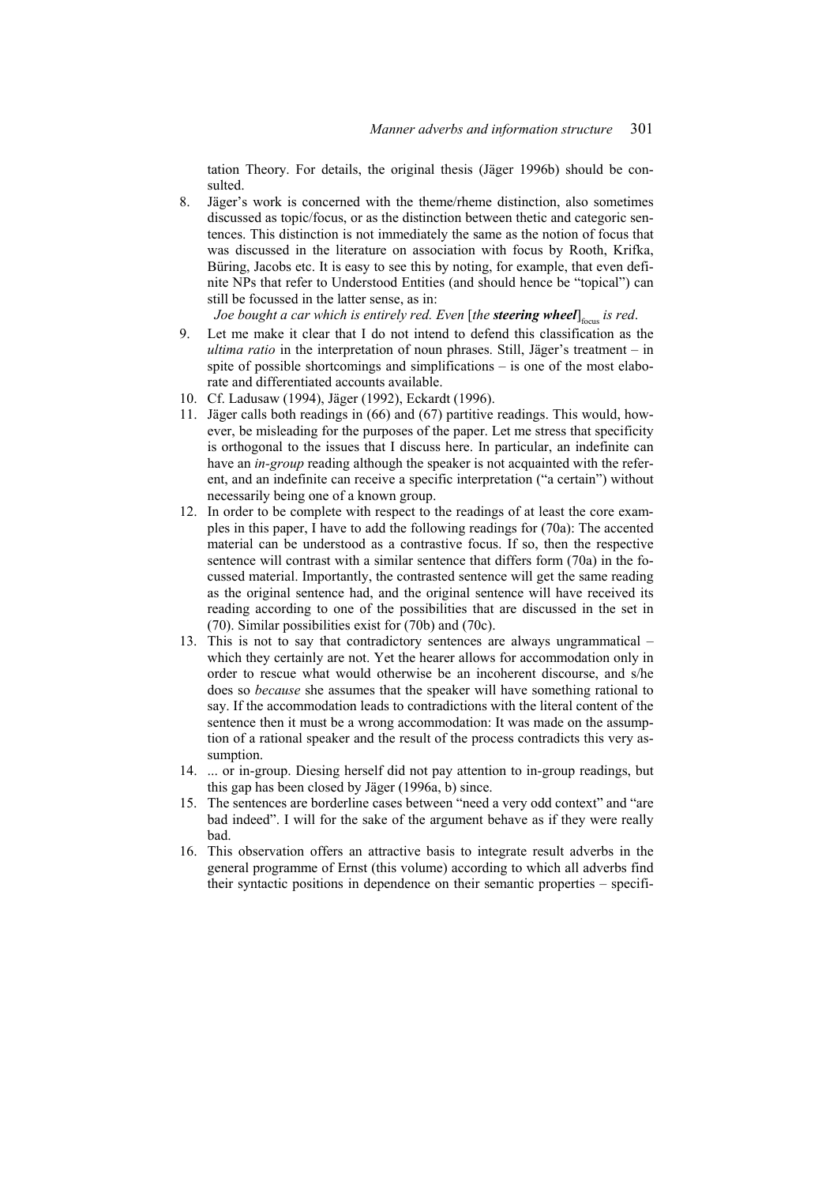tation Theory. For details, the original thesis (Jäger 1996b) should be consulted.

8. Jäger's work is concerned with the theme/rheme distinction, also sometimes discussed as topic/focus, or as the distinction between thetic and categoric sentences. This distinction is not immediately the same as the notion of focus that was discussed in the literature on association with focus by Rooth, Krifka, Büring, Jacobs etc. It is easy to see this by noting, for example, that even definite NPs that refer to Understood Entities (and should hence be "topical") can still be focussed in the latter sense, as in:
   *Joe bought a car which is entirely red. Even* [*the **steering wheel***]$_{\text{focus}}$ *is red*.
9. Let me make it clear that I do not intend to defend this classification as the *ultima ratio* in the interpretation of noun phrases. Still, Jäger's treatment – in spite of possible shortcomings and simplifications – is one of the most elaborate and differentiated accounts available.
10. Cf. Ladusaw (1994), Jäger (1992), Eckardt (1996).
11. Jäger calls both readings in (66) and (67) partitive readings. This would, however, be misleading for the purposes of the paper. Let me stress that specificity is orthogonal to the issues that I discuss here. In particular, an indefinite can have an *in-group* reading although the speaker is not acquainted with the referent, and an indefinite can receive a specific interpretation ("a certain") without necessarily being one of a known group.
12. In order to be complete with respect to the readings of at least the core examples in this paper, I have to add the following readings for (70a): The accented material can be understood as a contrastive focus. If so, then the respective sentence will contrast with a similar sentence that differs form (70a) in the focussed material. Importantly, the contrasted sentence will get the same reading as the original sentence had, and the original sentence will have received its reading according to one of the possibilities that are discussed in the set in (70). Similar possibilities exist for (70b) and (70c).
13. This is not to say that contradictory sentences are always ungrammatical – which they certainly are not. Yet the hearer allows for accommodation only in order to rescue what would otherwise be an incoherent discourse, and s/he does so *because* she assumes that the speaker will have something rational to say. If the accommodation leads to contradictions with the literal content of the sentence then it must be a wrong accommodation: It was made on the assumption of a rational speaker and the result of the process contradicts this very assumption.
14. ... or in-group. Diesing herself did not pay attention to in-group readings, but this gap has been closed by Jäger (1996a, b) since.
15. The sentences are borderline cases between "need a very odd context" and "are bad indeed". I will for the sake of the argument behave as if they were really bad.
16. This observation offers an attractive basis to integrate result adverbs in the general programme of Ernst (this volume) according to which all adverbs find their syntactic positions in dependence on their semantic properties – specifi-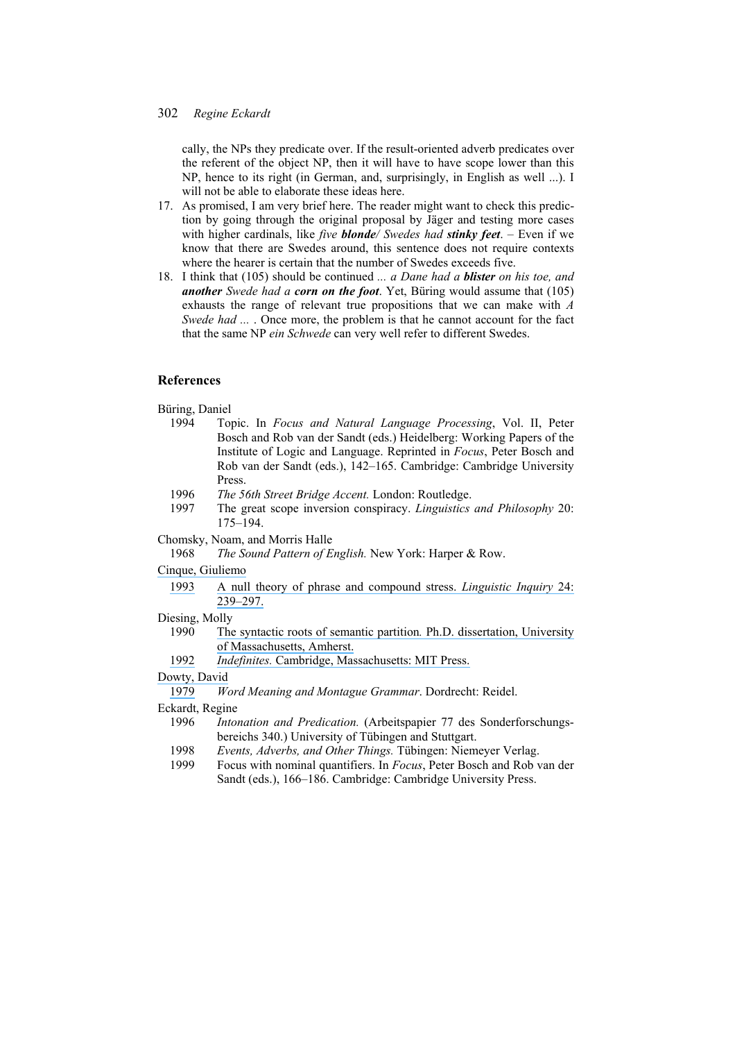cally, the NPs they predicate over. If the result-oriented adverb predicates over the referent of the object NP, then it will have to have scope lower than this NP, hence to its right (in German, and, surprisingly, in English as well ...). I will not be able to elaborate these ideas here.

17. As promised, I am very brief here. The reader might want to check this prediction by going through the original proposal by Jäger and testing more cases with higher cardinals, like *five **blonde**/ Swedes had **stinky feet***. – Even if we know that there are Swedes around, this sentence does not require contexts where the hearer is certain that the number of Swedes exceeds five.
18. I think that (105) should be continued *... a Dane had a **blister** on his toe, and **another** Swede had a **corn on the foot***. Yet, Büring would assume that (105) exhausts the range of relevant true propositions that we can make with *A Swede had ...* . Once more, the problem is that he cannot account for the fact that the same NP *ein Schwede* can very well refer to different Swedes.

## References

Büring, Daniel
- 1994 Topic. In *Focus and Natural Language Processing*, Vol. II, Peter Bosch and Rob van der Sandt (eds.) Heidelberg: Working Papers of the Institute of Logic and Language. Reprinted in *Focus*, Peter Bosch and Rob van der Sandt (eds.), 142–165. Cambridge: Cambridge University Press.
- 1996 *The 56th Street Bridge Accent.* London: Routledge.
- 1997 The great scope inversion conspiracy. *Linguistics and Philosophy* 20: 175–194.

Chomsky, Noam, and Morris Halle
- 1968 *The Sound Pattern of English.* New York: Harper & Row.

Cinque, Giuliemo
- 1993 A null theory of phrase and compound stress. *Linguistic Inquiry* 24: 239–297.

Diesing, Molly
- 1990 The syntactic roots of semantic partition. Ph.D. dissertation, University of Massachusetts, Amherst.
- 1992 *Indefinites.* Cambridge, Massachusetts: MIT Press.

Dowty, David
- 1979 *Word Meaning and Montague Grammar*. Dordrecht: Reidel.

Eckardt, Regine
- 1996 *Intonation and Predication.* (Arbeitspapier 77 des Sonderforschungsbereichs 340.) University of Tübingen and Stuttgart.
- 1998 *Events, Adverbs, and Other Things.* Tübingen: Niemeyer Verlag.
- 1999 Focus with nominal quantifiers. In *Focus*, Peter Bosch and Rob van der Sandt (eds.), 166–186. Cambridge: Cambridge University Press.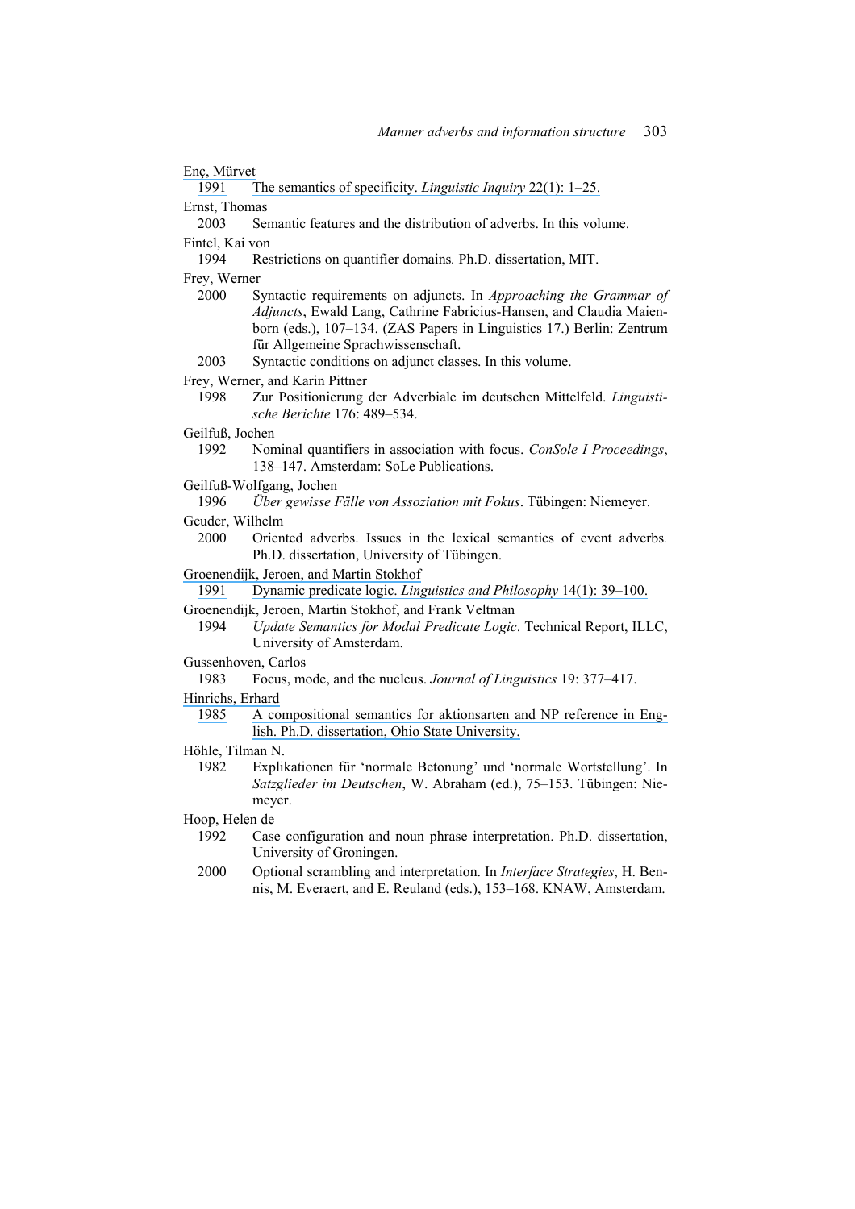Enç, Mürvet
1991 The semantics of specificity. *Linguistic Inquiry* 22(1): 1–25.

Ernst, Thomas
2003 Semantic features and the distribution of adverbs. In this volume.

Fintel, Kai von
1994 Restrictions on quantifier domains. Ph.D. dissertation, MIT.

Frey, Werner
2000 Syntactic requirements on adjuncts. In *Approaching the Grammar of Adjuncts*, Ewald Lang, Cathrine Fabricius-Hansen, and Claudia Maienborn (eds.), 107–134. (ZAS Papers in Linguistics 17.) Berlin: Zentrum für Allgemeine Sprachwissenschaft.
2003 Syntactic conditions on adjunct classes. In this volume.

Frey, Werner, and Karin Pittner
1998 Zur Positionierung der Adverbiale im deutschen Mittelfeld. *Linguistische Berichte* 176: 489–534.

Geilfuß, Jochen
1992 Nominal quantifiers in association with focus. *ConSole I Proceedings*, 138–147. Amsterdam: SoLe Publications.

Geilfuß-Wolfgang, Jochen
1996 *Über gewisse Fälle von Assoziation mit Fokus*. Tübingen: Niemeyer.

Geuder, Wilhelm
2000 Oriented adverbs. Issues in the lexical semantics of event adverbs. Ph.D. dissertation, University of Tübingen.

Groenendijk, Jeroen, and Martin Stokhof
1991 Dynamic predicate logic. *Linguistics and Philosophy* 14(1): 39–100.

Groenendijk, Jeroen, Martin Stokhof, and Frank Veltman
1994 *Update Semantics for Modal Predicate Logic*. Technical Report, ILLC, University of Amsterdam.

Gussenhoven, Carlos
1983 Focus, mode, and the nucleus. *Journal of Linguistics* 19: 377–417.

Hinrichs, Erhard
1985 A compositional semantics for aktionsarten and NP reference in English. Ph.D. dissertation, Ohio State University.

Höhle, Tilman N.
1982 Explikationen für 'normale Betonung' und 'normale Wortstellung'. In *Satzglieder im Deutschen*, W. Abraham (ed.), 75–153. Tübingen: Niemeyer.

Hoop, Helen de
1992 Case configuration and noun phrase interpretation. Ph.D. dissertation, University of Groningen.
2000 Optional scrambling and interpretation. In *Interface Strategies*, H. Bennis, M. Everaert, and E. Reuland (eds.), 153–168. KNAW, Amsterdam.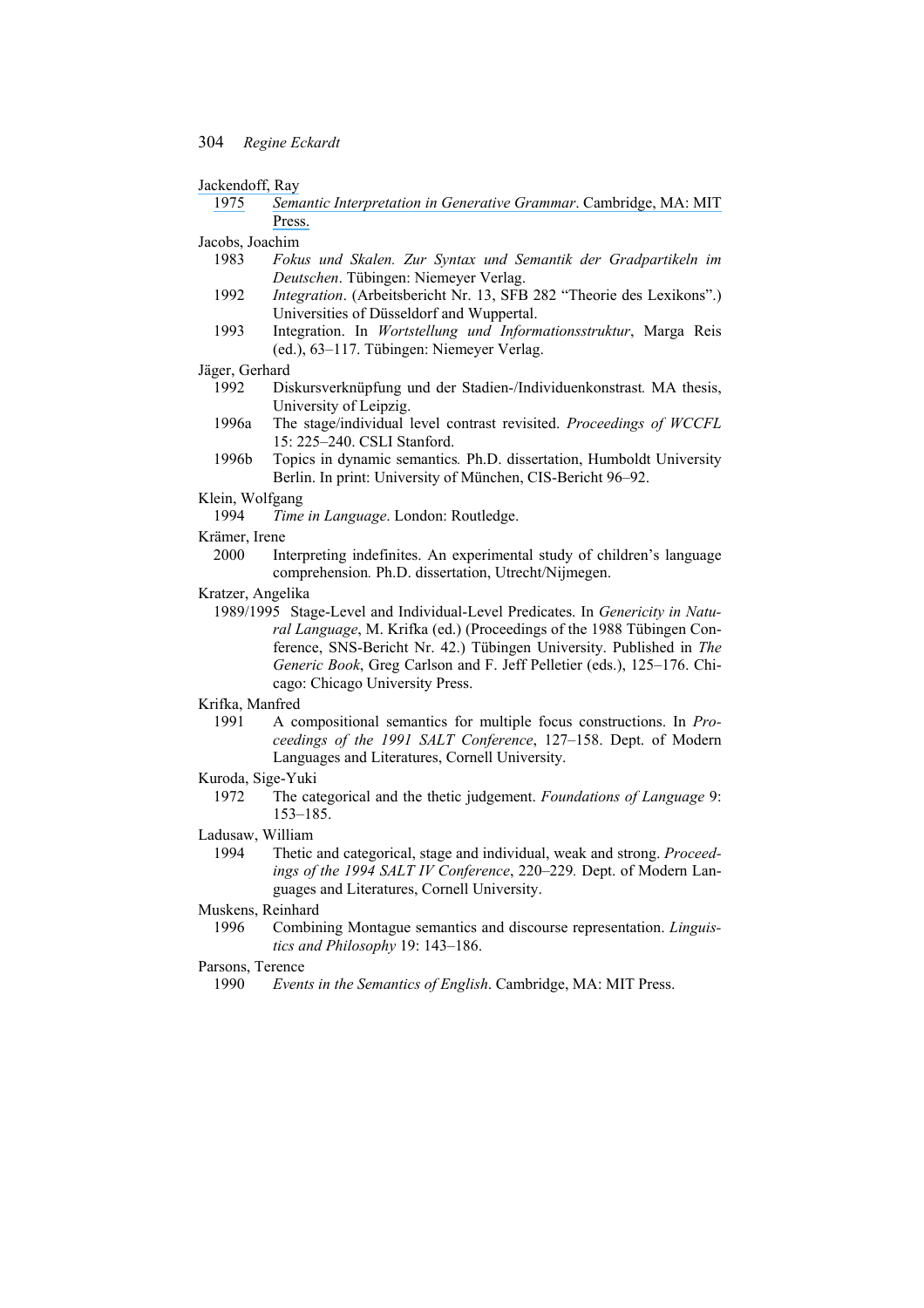Jackendoff, Ray
  1975 *Semantic Interpretation in Generative Grammar*. Cambridge, MA: MIT Press.

Jacobs, Joachim
  1983 *Fokus und Skalen. Zur Syntax und Semantik der Gradpartikeln im Deutschen*. Tübingen: Niemeyer Verlag.
  1992 *Integration*. (Arbeitsbericht Nr. 13, SFB 282 "Theorie des Lexikons".) Universities of Düsseldorf and Wuppertal.
  1993 Integration. In *Wortstellung und Informationsstruktur*, Marga Reis (ed.), 63–117. Tübingen: Niemeyer Verlag.

Jäger, Gerhard
  1992 Diskursverknüpfung und der Stadien-/Individuenkonstrast. MA thesis, University of Leipzig.
  1996a The stage/individual level contrast revisited. *Proceedings of WCCFL* 15: 225–240. CSLI Stanford.
  1996b Topics in dynamic semantics. Ph.D. dissertation, Humboldt University Berlin. In print: University of München, CIS-Bericht 96–92.

Klein, Wolfgang
  1994 *Time in Language*. London: Routledge.

Krämer, Irene
  2000 Interpreting indefinites. An experimental study of children's language comprehension. Ph.D. dissertation, Utrecht/Nijmegen.

Kratzer, Angelika
  1989/1995 Stage-Level and Individual-Level Predicates. In *Genericity in Natural Language*, M. Krifka (ed.) (Proceedings of the 1988 Tübingen Conference, SNS-Bericht Nr. 42.) Tübingen University. Published in *The Generic Book*, Greg Carlson and F. Jeff Pelletier (eds.), 125–176. Chicago: Chicago University Press.

Krifka, Manfred
  1991 A compositional semantics for multiple focus constructions. In *Proceedings of the 1991 SALT Conference*, 127–158. Dept. of Modern Languages and Literatures, Cornell University.

Kuroda, Sige-Yuki
  1972 The categorical and the thetic judgement. *Foundations of Language* 9: 153–185.

Ladusaw, William
  1994 Thetic and categorical, stage and individual, weak and strong. *Proceedings of the 1994 SALT IV Conference*, 220–229. Dept. of Modern Languages and Literatures, Cornell University.

Muskens, Reinhard
  1996 Combining Montague semantics and discourse representation. *Linguistics and Philosophy* 19: 143–186.

Parsons, Terence
  1990 *Events in the Semantics of English*. Cambridge, MA: MIT Press.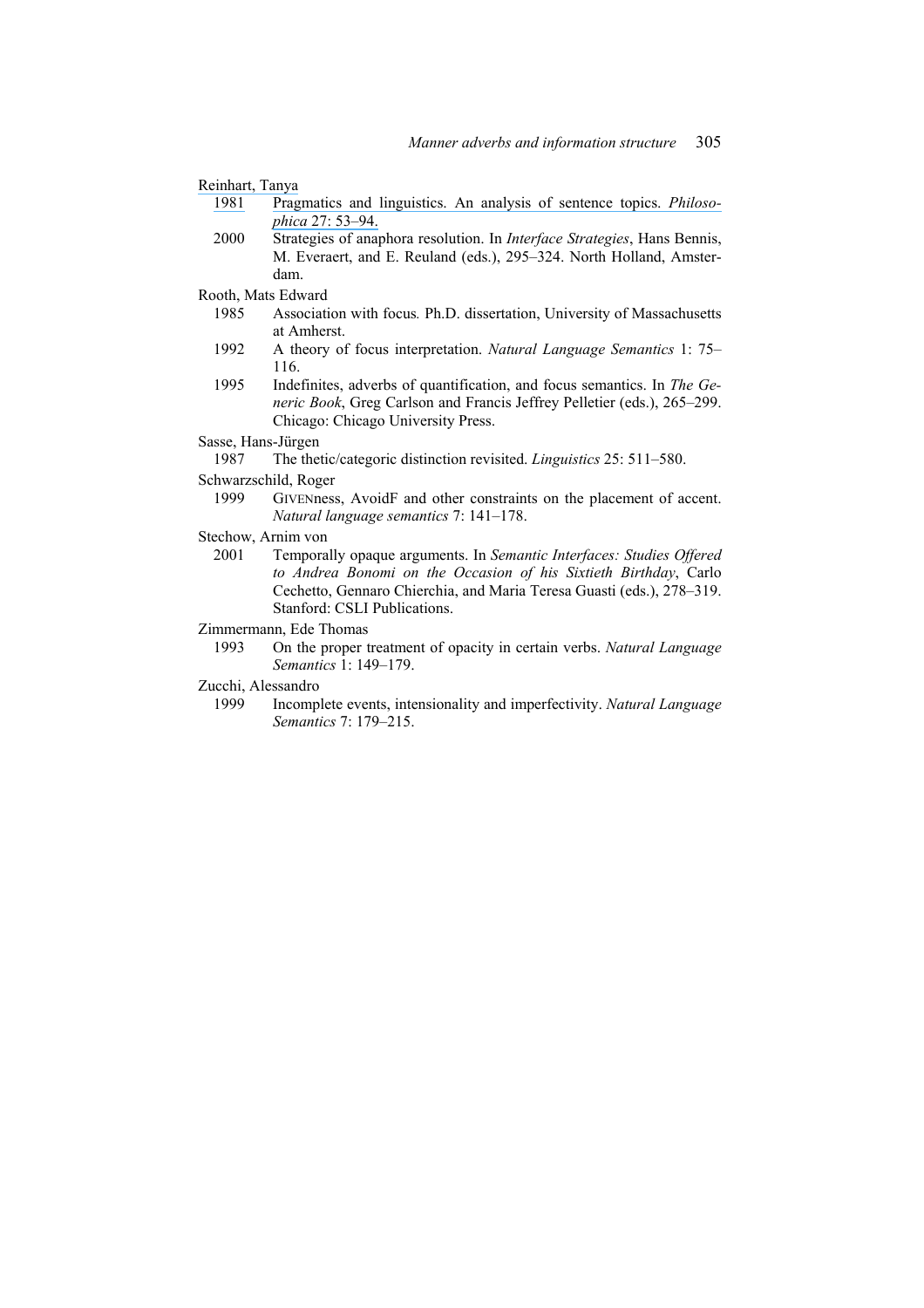Reinhart, Tanya

1981 Pragmatics and linguistics. An analysis of sentence topics. *Philosophica* 27: 53–94.

2000 Strategies of anaphora resolution. In *Interface Strategies*, Hans Bennis, M. Everaert, and E. Reuland (eds.), 295–324. North Holland, Amsterdam.

Rooth, Mats Edward

1985 Association with focus*.* Ph.D. dissertation, University of Massachusetts at Amherst.

1992 A theory of focus interpretation. *Natural Language Semantics* 1: 75–116.

1995 Indefinites, adverbs of quantification, and focus semantics. In *The Generic Book*, Greg Carlson and Francis Jeffrey Pelletier (eds.), 265–299. Chicago: Chicago University Press.

Sasse, Hans-Jürgen

1987 The thetic/categoric distinction revisited. *Linguistics* 25: 511–580.

Schwarzschild, Roger

1999 GIVENness, AvoidF and other constraints on the placement of accent. *Natural language semantics* 7: 141–178.

Stechow, Arnim von

2001 Temporally opaque arguments. In *Semantic Interfaces: Studies Offered to Andrea Bonomi on the Occasion of his Sixtieth Birthday*, Carlo Cechetto, Gennaro Chierchia, and Maria Teresa Guasti (eds.), 278–319. Stanford: CSLI Publications.

Zimmermann, Ede Thomas

1993 On the proper treatment of opacity in certain verbs. *Natural Language Semantics* 1: 149–179.

Zucchi, Alessandro

1999 Incomplete events, intensionality and imperfectivity. *Natural Language Semantics* 7: 179–215.